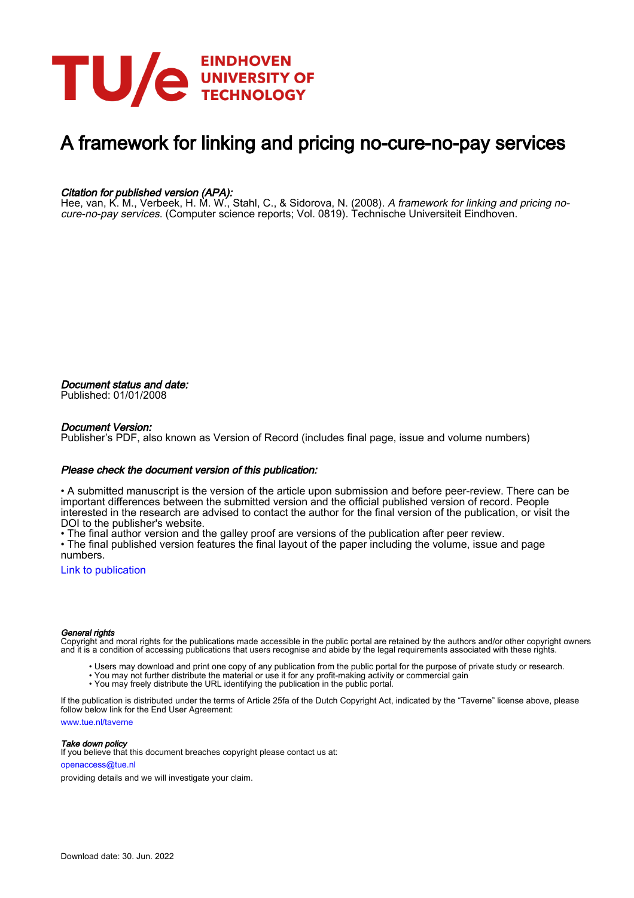# A framework for linking and pricing no-cure-no-pay services

*Citation for published version (APA):*
Hee, van, K. M., Verbeek, H. M. W., Stahl, C., & Sidorova, N. (2008). *A framework for linking and pricing no-cure-no-pay services*. (Computer science reports; Vol. 0819). Technische Universiteit Eindhoven.

*Document status and date:*
Published: 01/01/2008

*Document Version:*
Publisher's PDF, also known as Version of Record (includes final page, issue and volume numbers)

*Please check the document version of this publication:*

• A submitted manuscript is the version of the article upon submission and before peer-review. There can be important differences between the submitted version and the official published version of record. People interested in the research are advised to contact the author for the final version of the publication, or visit the DOI to the publisher's website.
• The final author version and the galley proof are versions of the publication after peer review.
• The final published version features the final layout of the paper including the volume, issue and page numbers.

Link to publication

*General rights*
Copyright and moral rights for the publications made accessible in the public portal are retained by the authors and/or other copyright owners and it is a condition of accessing publications that users recognise and abide by the legal requirements associated with these rights.

- Users may download and print one copy of any publication from the public portal for the purpose of private study or research.
- You may not further distribute the material or use it for any profit-making activity or commercial gain
- You may freely distribute the URL identifying the publication in the public portal.

If the publication is distributed under the terms of Article 25fa of the Dutch Copyright Act, indicated by the "Taverne" license above, please follow below link for the End User Agreement:

www.tue.nl/taverne

*Take down policy*
If you believe that this document breaches copyright please contact us at:

openaccess@tue.nl

providing details and we will investigate your claim.

Download date: 30. Jun. 2022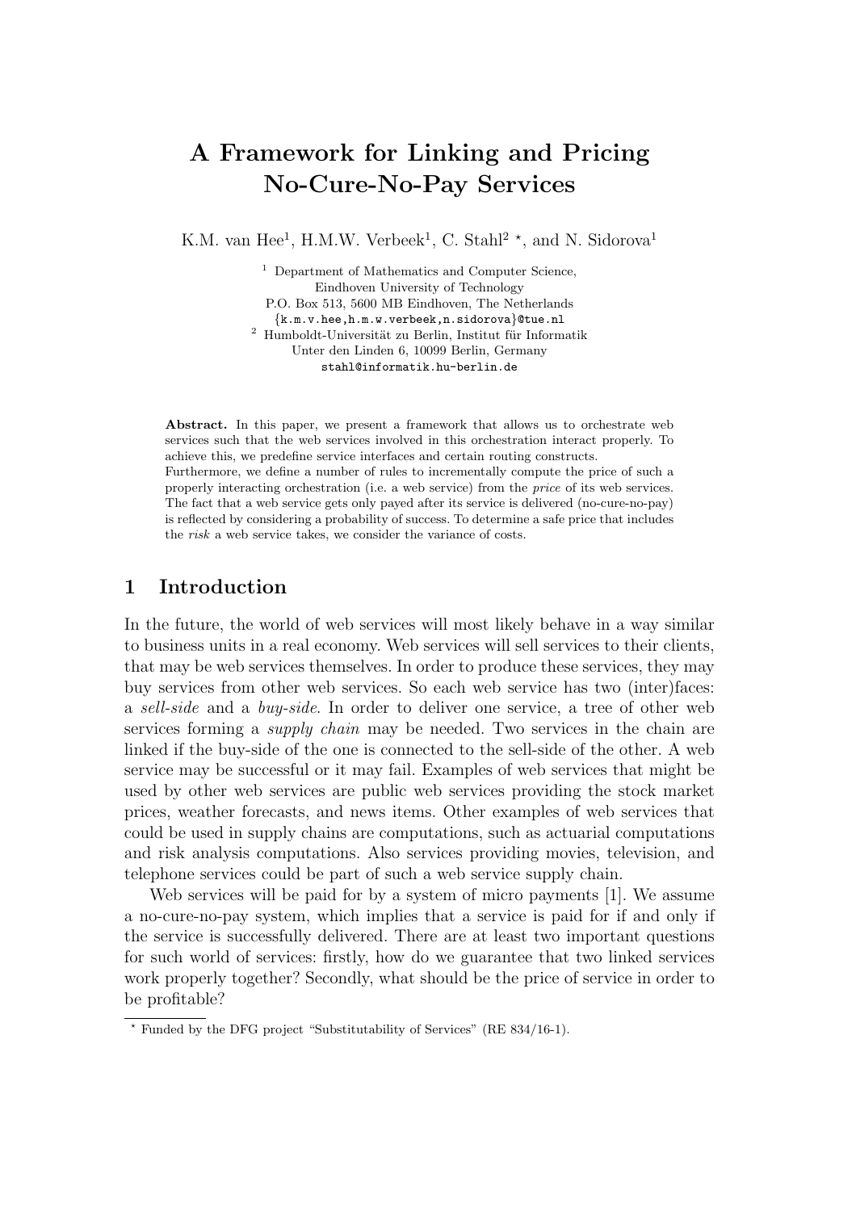# A Framework for Linking and Pricing No-Cure-No-Pay Services

K.M. van Hee[1], H.M.W. Verbeek[1], C. Stahl[2] ⋆, and N. Sidorova[1]

[1] Department of Mathematics and Computer Science, Eindhoven University of Technology
P.O. Box 513, 5600 MB Eindhoven, The Netherlands
{k.m.v.hee,h.m.w.verbeek,n.sidorova}@tue.nl

[2] Humboldt-Universität zu Berlin, Institut für Informatik
Unter den Linden 6, 10099 Berlin, Germany
stahl@informatik.hu-berlin.de

**Abstract.** In this paper, we present a framework that allows us to orchestrate web services such that the web services involved in this orchestration interact properly. To achieve this, we predefine service interfaces and certain routing constructs.
Furthermore, we define a number of rules to incrementally compute the price of such a properly interacting orchestration (i.e. a web service) from the *price* of its web services. The fact that a web service gets only payed after its service is delivered (no-cure-no-pay) is reflected by considering a probability of success. To determine a safe price that includes the *risk* a web service takes, we consider the variance of costs.

## 1 Introduction

In the future, the world of web services will most likely behave in a way similar to business units in a real economy. Web services will sell services to their clients, that may be web services themselves. In order to produce these services, they may buy services from other web services. So each web service has two (inter)faces: a *sell-side* and a *buy-side*. In order to deliver one service, a tree of other web services forming a *supply chain* may be needed. Two services in the chain are linked if the buy-side of the one is connected to the sell-side of the other. A web service may be successful or it may fail. Examples of web services that might be used by other web services are public web services providing the stock market prices, weather forecasts, and news items. Other examples of web services that could be used in supply chains are computations, such as actuarial computations and risk analysis computations. Also services providing movies, television, and telephone services could be part of such a web service supply chain.

Web services will be paid for by a system of micro payments [1]. We assume a no-cure-no-pay system, which implies that a service is paid for if and only if the service is successfully delivered. There are at least two important questions for such world of services: firstly, how do we guarantee that two linked services work properly together? Secondly, what should be the price of service in order to be profitable?

⋆ Funded by the DFG project "Substitutability of Services" (RE 834/16-1).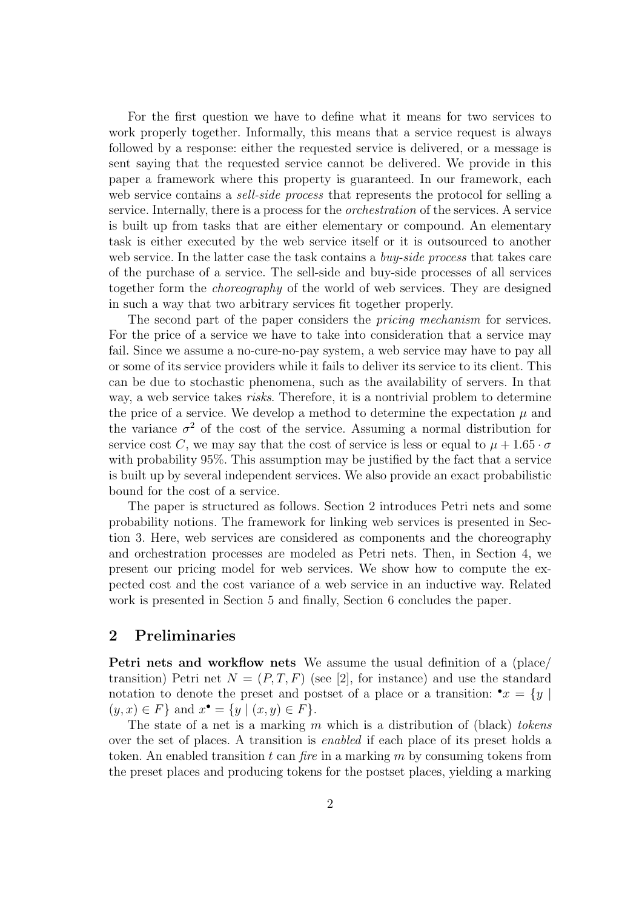For the first question we have to define what it means for two services to work properly together. Informally, this means that a service request is always followed by a response: either the requested service is delivered, or a message is sent saying that the requested service cannot be delivered. We provide in this paper a framework where this property is guaranteed. In our framework, each web service contains a *sell-side process* that represents the protocol for selling a service. Internally, there is a process for the *orchestration* of the services. A service is built up from tasks that are either elementary or compound. An elementary task is either executed by the web service itself or it is outsourced to another web service. In the latter case the task contains a *buy-side process* that takes care of the purchase of a service. The sell-side and buy-side processes of all services together form the *choreography* of the world of web services. They are designed in such a way that two arbitrary services fit together properly.

The second part of the paper considers the *pricing mechanism* for services. For the price of a service we have to take into consideration that a service may fail. Since we assume a no-cure-no-pay system, a web service may have to pay all or some of its service providers while it fails to deliver its service to its client. This can be due to stochastic phenomena, such as the availability of servers. In that way, a web service takes *risks*. Therefore, it is a nontrivial problem to determine the price of a service. We develop a method to determine the expectation $\mu$ and the variance $\sigma^2$ of the cost of the service. Assuming a normal distribution for service cost $C$, we may say that the cost of service is less or equal to $\mu + 1.65 \cdot \sigma$ with probability 95%. This assumption may be justified by the fact that a service is built up by several independent services. We also provide an exact probabilistic bound for the cost of a service.

The paper is structured as follows. Section 2 introduces Petri nets and some probability notions. The framework for linking web services is presented in Section 3. Here, web services are considered as components and the choreography and orchestration processes are modeled as Petri nets. Then, in Section 4, we present our pricing model for web services. We show how to compute the expected cost and the cost variance of a web service in an inductive way. Related work is presented in Section 5 and finally, Section 6 concludes the paper.

## 2 Preliminaries

**Petri nets and workflow nets** We assume the usual definition of a (place/ transition) Petri net $N = (P, T, F)$ (see [2], for instance) and use the standard notation to denote the preset and postset of a place or a transition: ${}^\bullet x = \{y \mid (y, x) \in F\}$ and $x^\bullet = \{y \mid (x, y) \in F\}$.

The state of a net is a marking $m$ which is a distribution of (black) *tokens* over the set of places. A transition is *enabled* if each place of its preset holds a token. An enabled transition $t$ can *fire* in a marking $m$ by consuming tokens from the preset places and producing tokens for the postset places, yielding a marking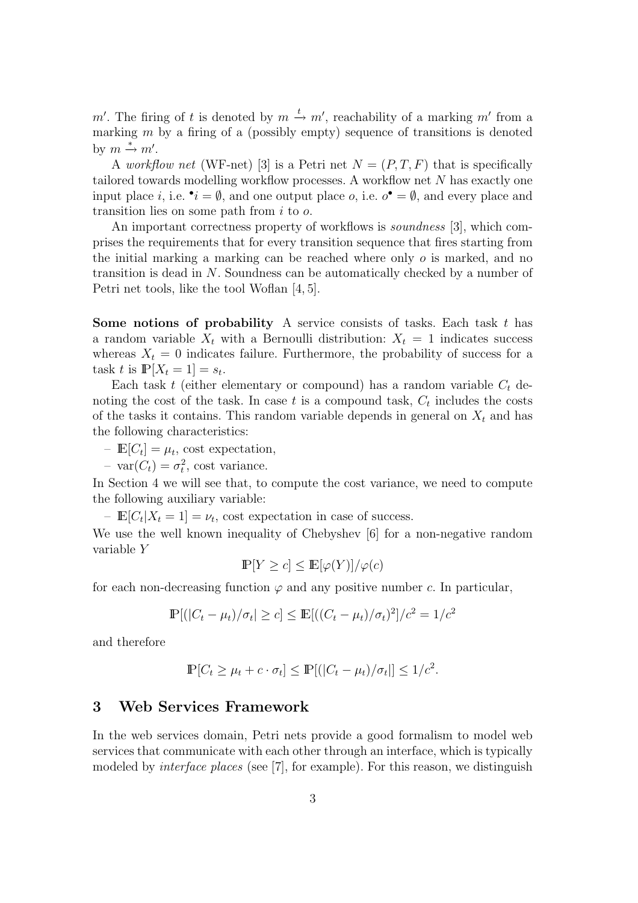$m'$. The firing of $t$ is denoted by $m \xrightarrow{t} m'$, reachability of a marking $m'$ from a marking $m$ by a firing of a (possibly empty) sequence of transitions is denoted by $m \xrightarrow{*} m'$.

A *workflow net* (WF-net) [3] is a Petri net $N = (P, T, F)$ that is specifically tailored towards modelling workflow processes. A workflow net $N$ has exactly one input place $i$, i.e. $^\bullet i = \emptyset$, and one output place $o$, i.e. $o^\bullet = \emptyset$, and every place and transition lies on some path from $i$ to $o$.

An important correctness property of workflows is *soundness* [3], which comprises the requirements that for every transition sequence that fires starting from the initial marking a marking can be reached where only $o$ is marked, and no transition is dead in $N$. Soundness can be automatically checked by a number of Petri net tools, like the tool Woflan [4, 5].

**Some notions of probability** A service consists of tasks. Each task $t$ has a random variable $X_t$ with a Bernoulli distribution: $X_t = 1$ indicates success whereas $X_t = 0$ indicates failure. Furthermore, the probability of success for a task $t$ is $\mathbb{P}[X_t = 1] = s_t$.

Each task $t$ (either elementary or compound) has a random variable $C_t$ denoting the cost of the task. In case $t$ is a compound task, $C_t$ includes the costs of the tasks it contains. This random variable depends in general on $X_t$ and has the following characteristics:

- $\mathbb{E}[C_t] = \mu_t$, cost expectation,
- $\text{var}(C_t) = \sigma_t^2$, cost variance.

In Section 4 we will see that, to compute the cost variance, we need to compute the following auxiliary variable:

- $\mathbb{E}[C_t | X_t = 1] = \nu_t$, cost expectation in case of success.

We use the well known inequality of Chebyshev [6] for a non-negative random variable $Y$

$$\mathbb{P}[Y \geq c] \leq \mathbb{E}[\varphi(Y)]/\varphi(c)$$

for each non-decreasing function $\varphi$ and any positive number $c$. In particular,

$$\mathbb{P}[(|C_t - \mu_t)/\sigma_t| \geq c] \leq \mathbb{E}[((C_t - \mu_t)/\sigma_t)^2]/c^2 = 1/c^2$$

and therefore

$$\mathbb{P}[C_t \geq \mu_t + c \cdot \sigma_t] \leq \mathbb{P}[(|C_t - \mu_t)/\sigma_t|] \leq 1/c^2.$$

## 3 Web Services Framework

In the web services domain, Petri nets provide a good formalism to model web services that communicate with each other through an interface, which is typically modeled by *interface places* (see [7], for example). For this reason, we distinguish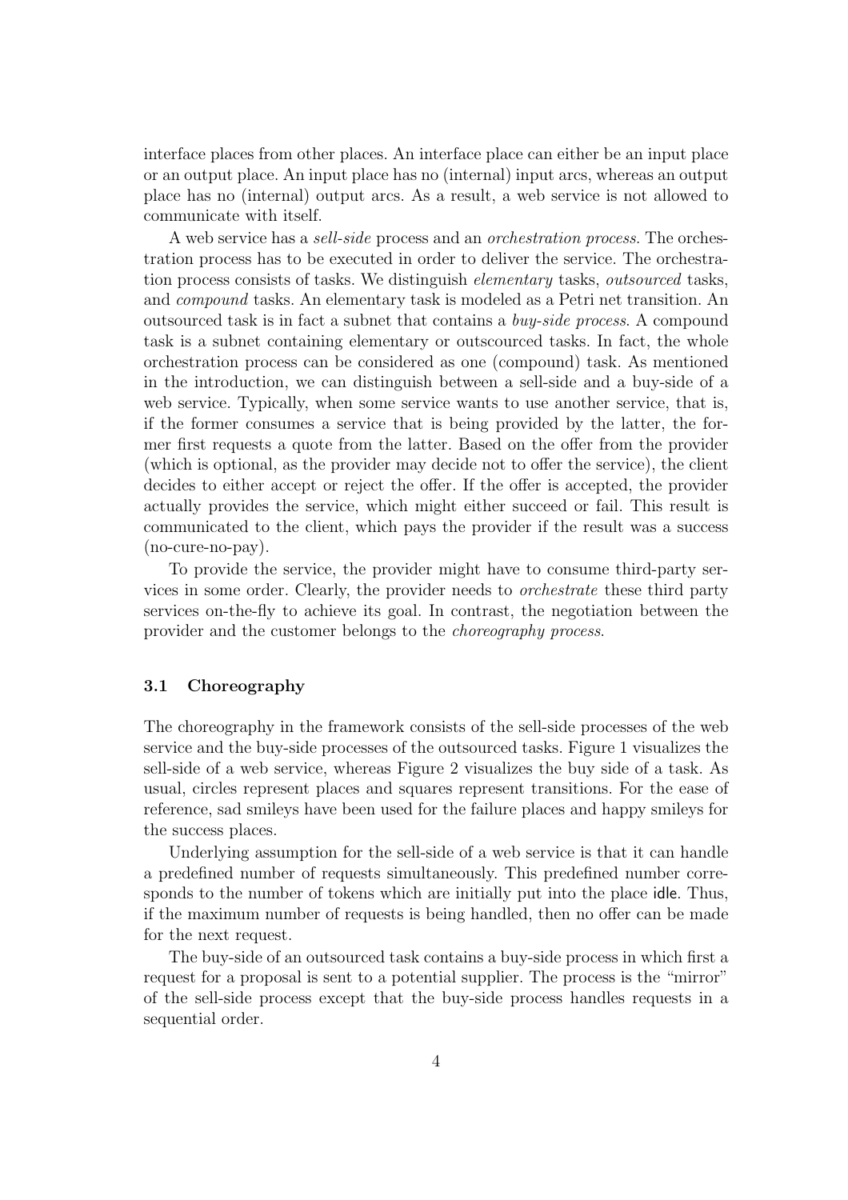interface places from other places. An interface place can either be an input place or an output place. An input place has no (internal) input arcs, whereas an output place has no (internal) output arcs. As a result, a web service is not allowed to communicate with itself.

A web service has a *sell-side* process and an *orchestration process*. The orchestration process has to be executed in order to deliver the service. The orchestration process consists of tasks. We distinguish *elementary* tasks, *outsourced* tasks, and *compound* tasks. An elementary task is modeled as a Petri net transition. An outsourced task is in fact a subnet that contains a *buy-side process*. A compound task is a subnet containing elementary or outscourced tasks. In fact, the whole orchestration process can be considered as one (compound) task. As mentioned in the introduction, we can distinguish between a sell-side and a buy-side of a web service. Typically, when some service wants to use another service, that is, if the former consumes a service that is being provided by the latter, the former first requests a quote from the latter. Based on the offer from the provider (which is optional, as the provider may decide not to offer the service), the client decides to either accept or reject the offer. If the offer is accepted, the provider actually provides the service, which might either succeed or fail. This result is communicated to the client, which pays the provider if the result was a success (no-cure-no-pay).

To provide the service, the provider might have to consume third-party services in some order. Clearly, the provider needs to *orchestrate* these third party services on-the-fly to achieve its goal. In contrast, the negotiation between the provider and the customer belongs to the *choreography process*.

### 3.1 Choreography

The choreography in the framework consists of the sell-side processes of the web service and the buy-side processes of the outsourced tasks. Figure 1 visualizes the sell-side of a web service, whereas Figure 2 visualizes the buy side of a task. As usual, circles represent places and squares represent transitions. For the ease of reference, sad smileys have been used for the failure places and happy smileys for the success places.

Underlying assumption for the sell-side of a web service is that it can handle a predefined number of requests simultaneously. This predefined number corresponds to the number of tokens which are initially put into the place idle. Thus, if the maximum number of requests is being handled, then no offer can be made for the next request.

The buy-side of an outsourced task contains a buy-side process in which first a request for a proposal is sent to a potential supplier. The process is the "mirror" of the sell-side process except that the buy-side process handles requests in a sequential order.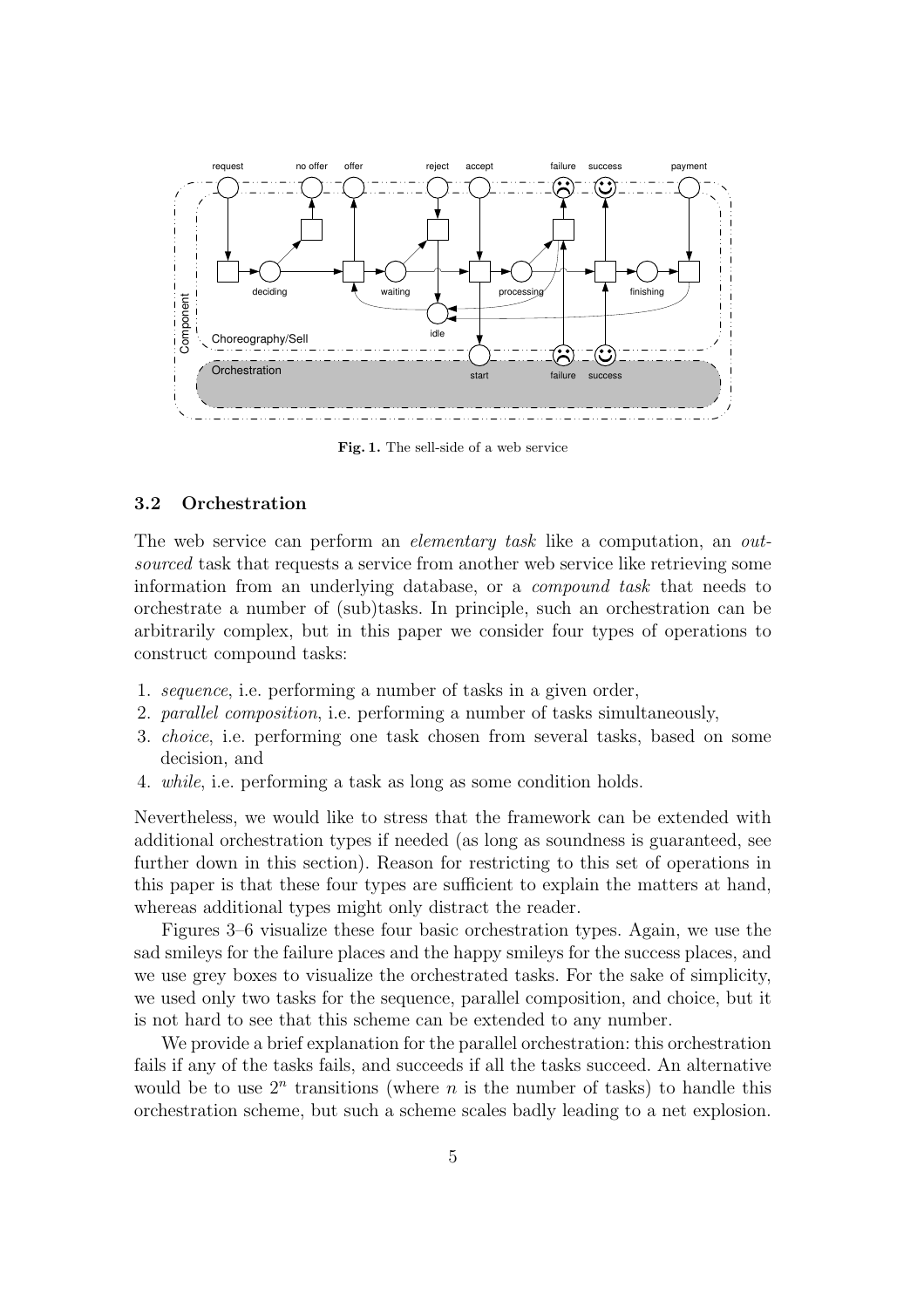Fig. 1. The sell-side of a web service

### 3.2 Orchestration

The web service can perform an *elementary task* like a computation, an *outsourced* task that requests a service from another web service like retrieving some information from an underlying database, or a *compound task* that needs to orchestrate a number of (sub)tasks. In principle, such an orchestration can be arbitrarily complex, but in this paper we consider four types of operations to construct compound tasks:

1. *sequence*, i.e. performing a number of tasks in a given order,
2. *parallel composition*, i.e. performing a number of tasks simultaneously,
3. *choice*, i.e. performing one task chosen from several tasks, based on some decision, and
4. *while*, i.e. performing a task as long as some condition holds.

Nevertheless, we would like to stress that the framework can be extended with additional orchestration types if needed (as long as soundness is guaranteed, see further down in this section). Reason for restricting to this set of operations in this paper is that these four types are sufficient to explain the matters at hand, whereas additional types might only distract the reader.

Figures 3–6 visualize these four basic orchestration types. Again, we use the sad smileys for the failure places and the happy smileys for the success places, and we use grey boxes to visualize the orchestrated tasks. For the sake of simplicity, we used only two tasks for the sequence, parallel composition, and choice, but it is not hard to see that this scheme can be extended to any number.

We provide a brief explanation for the parallel orchestration: this orchestration fails if any of the tasks fails, and succeeds if all the tasks succeed. An alternative would be to use $2^n$ transitions (where $n$ is the number of tasks) to handle this orchestration scheme, but such a scheme scales badly leading to a net explosion.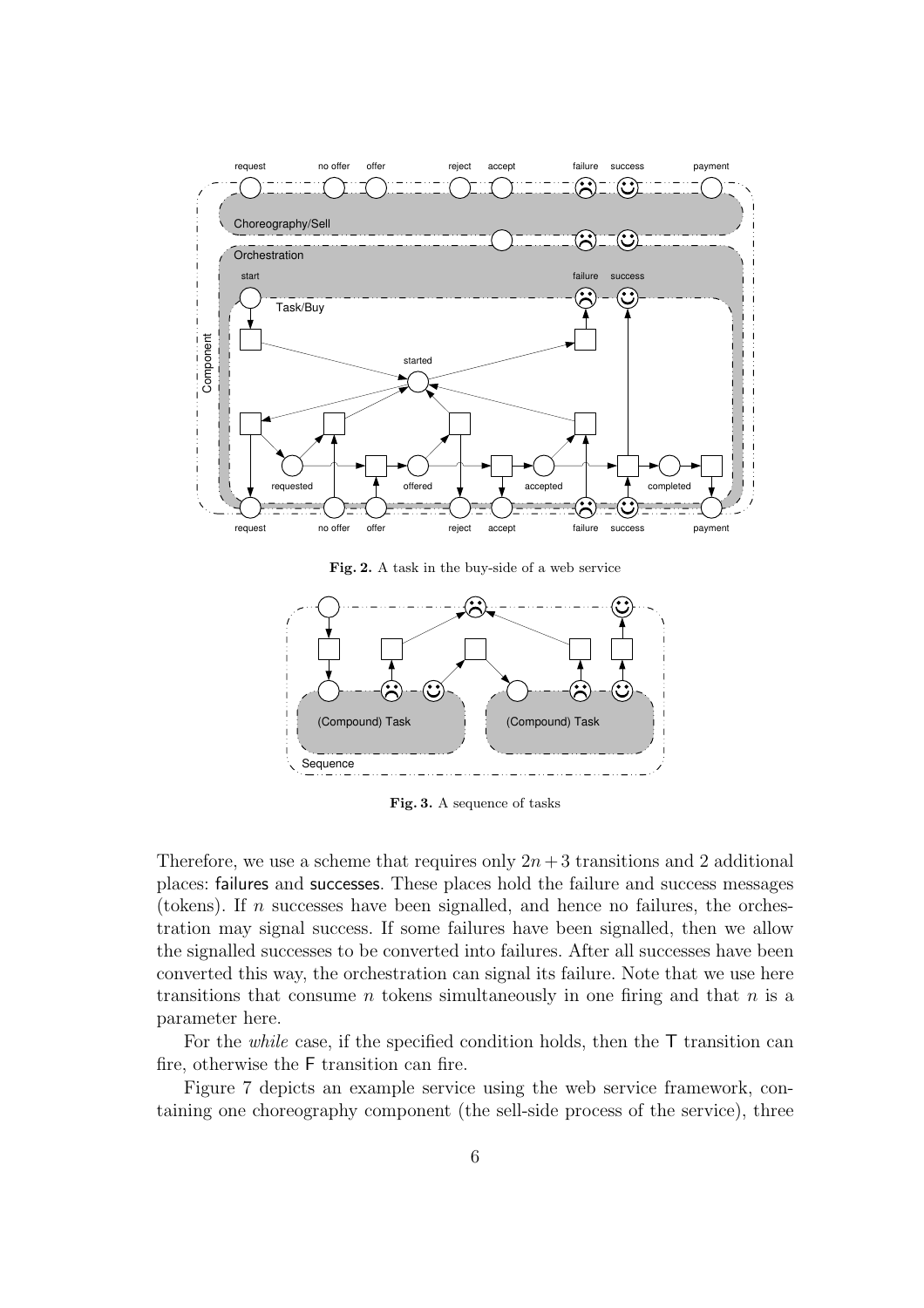**Fig. 2.** A task in the buy-side of a web service

**Fig. 3.** A sequence of tasks

Therefore, we use a scheme that requires only $2n + 3$ transitions and 2 additional places: failures and successes. These places hold the failure and success messages (tokens). If $n$ successes have been signalled, and hence no failures, the orchestration may signal success. If some failures have been signalled, then we allow the signalled successes to be converted into failures. After all successes have been converted this way, the orchestration can signal its failure. Note that we use here transitions that consume $n$ tokens simultaneously in one firing and that $n$ is a parameter here.

For the *while* case, if the specified condition holds, then the T transition can fire, otherwise the F transition can fire.

Figure 7 depicts an example service using the web service framework, containing one choreography component (the sell-side process of the service), three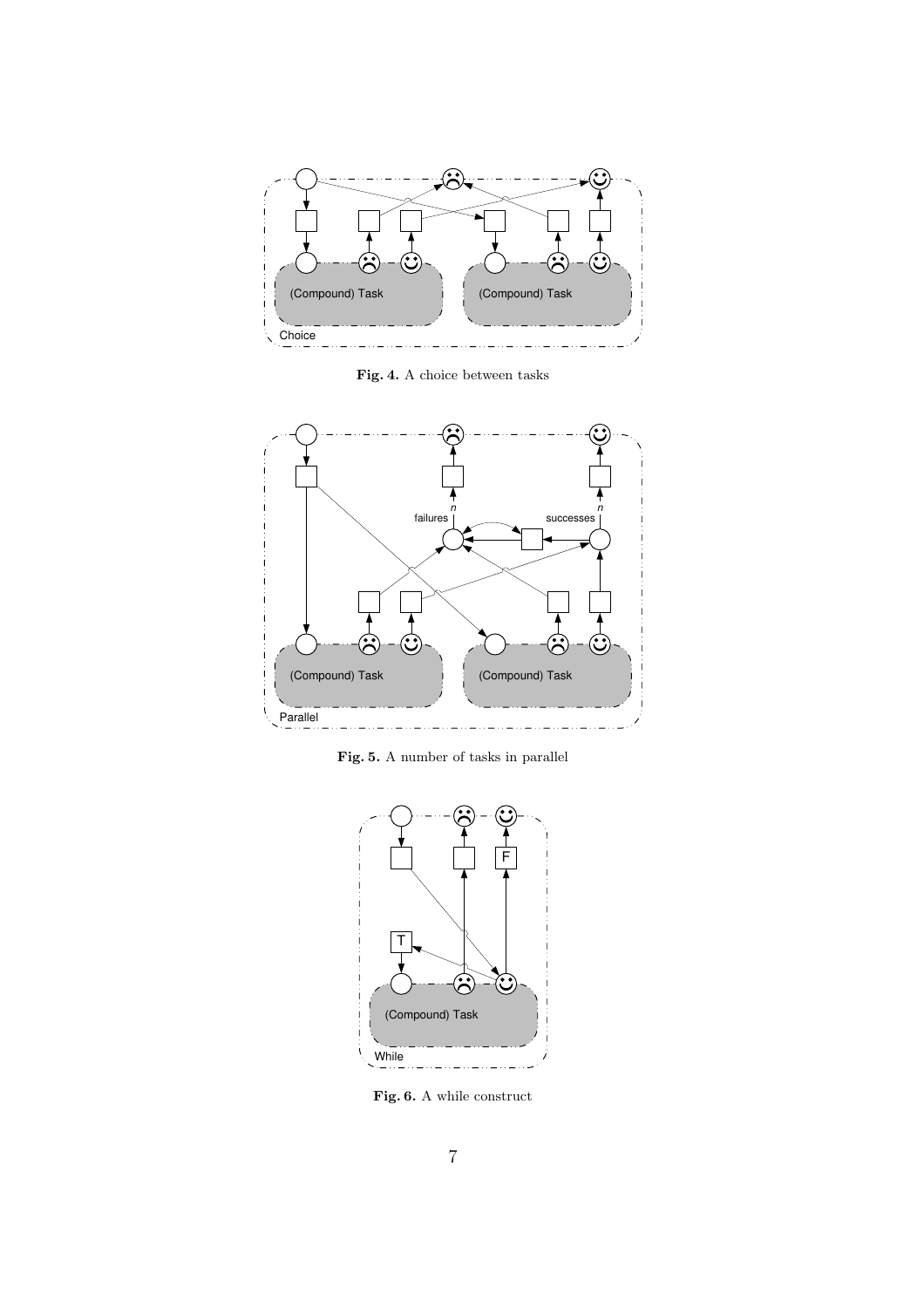**Fig. 4.** A choice between tasks

**Fig. 5.** A number of tasks in parallel

**Fig. 6.** A while construct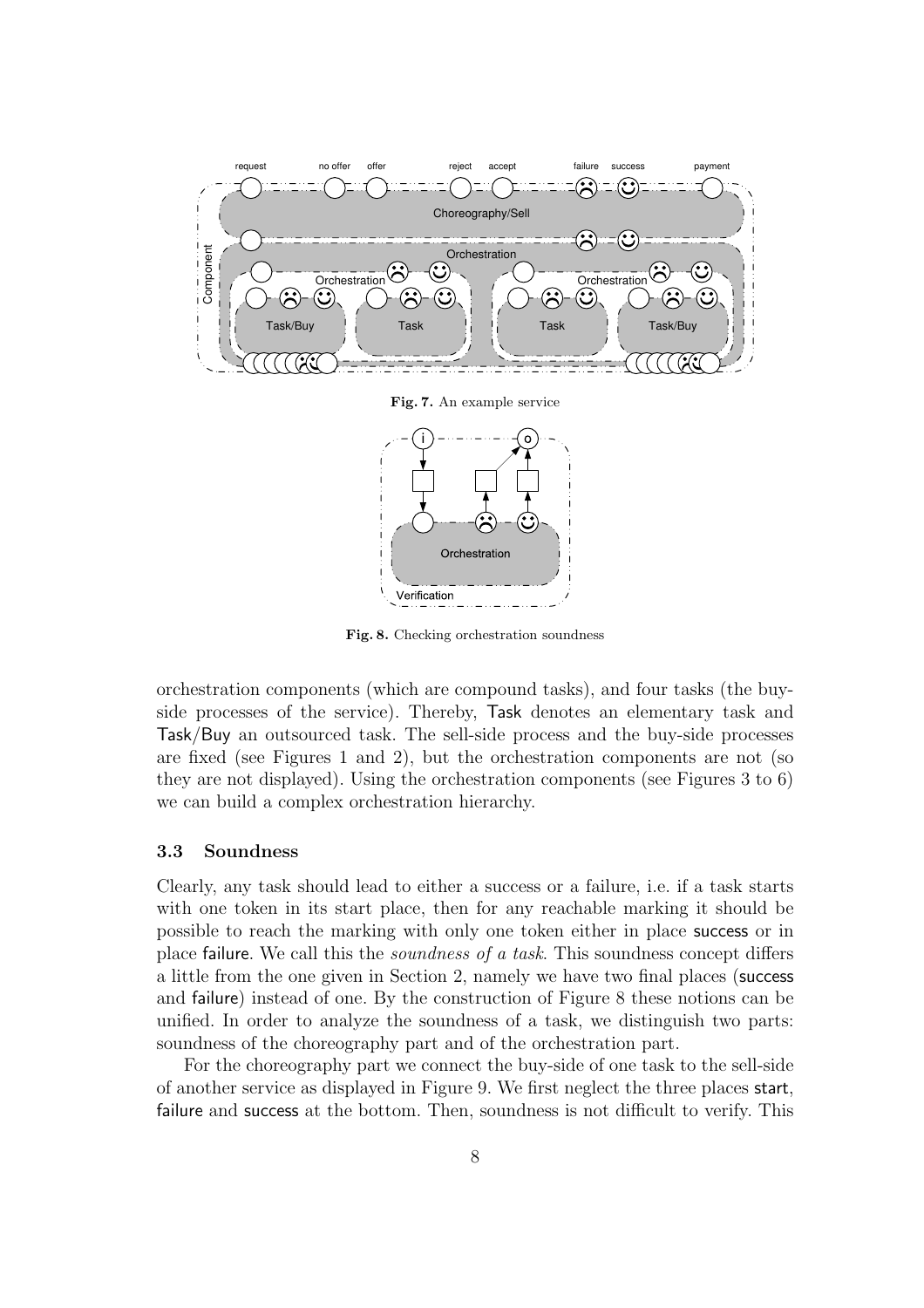**Fig. 7.** An example service

**Fig. 8.** Checking orchestration soundness

orchestration components (which are compound tasks), and four tasks (the buy-side processes of the service). Thereby, Task denotes an elementary task and Task/Buy an outsourced task. The sell-side process and the buy-side processes are fixed (see Figures 1 and 2), but the orchestration components are not (so they are not displayed). Using the orchestration components (see Figures 3 to 6) we can build a complex orchestration hierarchy.

### 3.3 Soundness

Clearly, any task should lead to either a success or a failure, i.e. if a task starts with one token in its start place, then for any reachable marking it should be possible to reach the marking with only one token either in place success or in place failure. We call this the *soundness of a task*. This soundness concept differs a little from the one given in Section 2, namely we have two final places (success and failure) instead of one. By the construction of Figure 8 these notions can be unified. In order to analyze the soundness of a task, we distinguish two parts: soundness of the choreography part and of the orchestration part.

For the choreography part we connect the buy-side of one task to the sell-side of another service as displayed in Figure 9. We first neglect the three places start, failure and success at the bottom. Then, soundness is not difficult to verify. This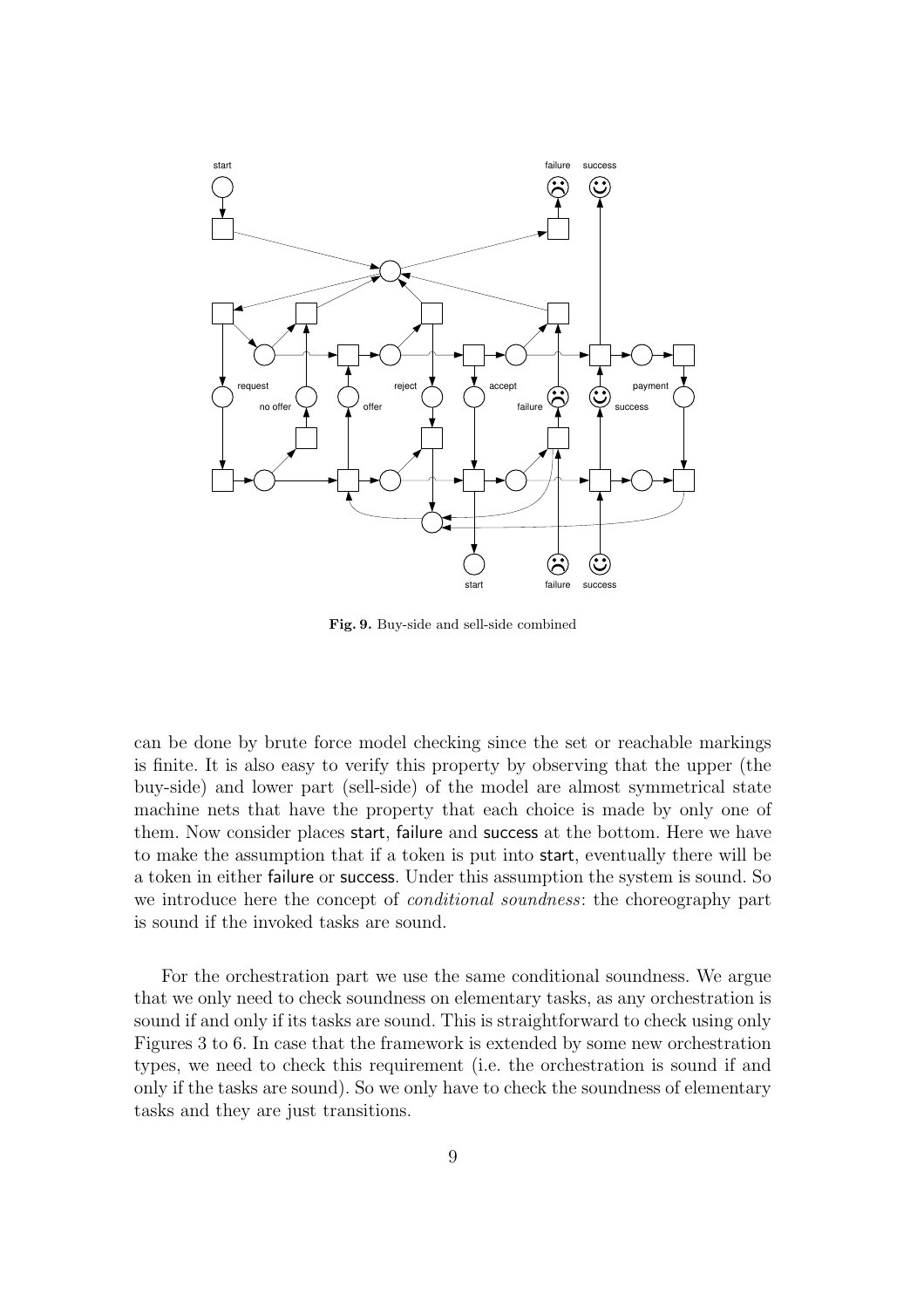Fig. 9. Buy-side and sell-side combined

can be done by brute force model checking since the set or reachable markings is finite. It is also easy to verify this property by observing that the upper (the buy-side) and lower part (sell-side) of the model are almost symmetrical state machine nets that have the property that each choice is made by only one of them. Now consider places start, failure and success at the bottom. Here we have to make the assumption that if a token is put into start, eventually there will be a token in either failure or success. Under this assumption the system is sound. So we introduce here the concept of *conditional soundness*: the choreography part is sound if the invoked tasks are sound.

For the orchestration part we use the same conditional soundness. We argue that we only need to check soundness on elementary tasks, as any orchestration is sound if and only if its tasks are sound. This is straightforward to check using only Figures 3 to 6. In case that the framework is extended by some new orchestration types, we need to check this requirement (i.e. the orchestration is sound if and only if the tasks are sound). So we only have to check the soundness of elementary tasks and they are just transitions.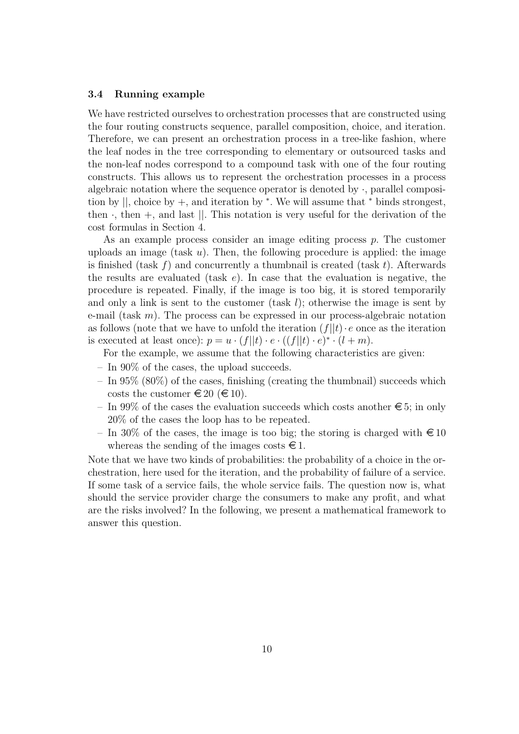### 3.4 Running example

We have restricted ourselves to orchestration processes that are constructed using the four routing constructs sequence, parallel composition, choice, and iteration. Therefore, we can present an orchestration process in a tree-like fashion, where the leaf nodes in the tree corresponding to elementary or outsourced tasks and the non-leaf nodes correspond to a compound task with one of the four routing constructs. This allows us to represent the orchestration processes in a process algebraic notation where the sequence operator is denoted by $\cdot$, parallel composition by $||$, choice by $+$, and iteration by $^*$. We will assume that $^*$ binds strongest, then $\cdot$, then $+$, and last $||$. This notation is very useful for the derivation of the cost formulas in Section 4.

As an example process consider an image editing process $p$. The customer uploads an image (task $u$). Then, the following procedure is applied: the image is finished (task $f$) and concurrently a thumbnail is created (task $t$). Afterwards the results are evaluated (task $e$). In case that the evaluation is negative, the procedure is repeated. Finally, if the image is too big, it is stored temporarily and only a link is sent to the customer (task $l$); otherwise the image is sent by e-mail (task $m$). The process can be expressed in our process-algebraic notation as follows (note that we have to unfold the iteration $(f||t) \cdot e$ once as the iteration is executed at least once): $p = u \cdot (f||t) \cdot e \cdot ((f||t) \cdot e)^* \cdot (l + m)$.

For the example, we assume that the following characteristics are given:

- In 90% of the cases, the upload succeeds.
- In 95% (80%) of the cases, finishing (creating the thumbnail) succeeds which costs the customer €20 (€10).
- In 99% of the cases the evaluation succeeds which costs another €5; in only 20% of the cases the loop has to be repeated.
- In 30% of the cases, the image is too big; the storing is charged with €10 whereas the sending of the images costs €1.

Note that we have two kinds of probabilities: the probability of a choice in the orchestration, here used for the iteration, and the probability of failure of a service. If some task of a service fails, the whole service fails. The question now is, what should the service provider charge the consumers to make any profit, and what are the risks involved? In the following, we present a mathematical framework to answer this question.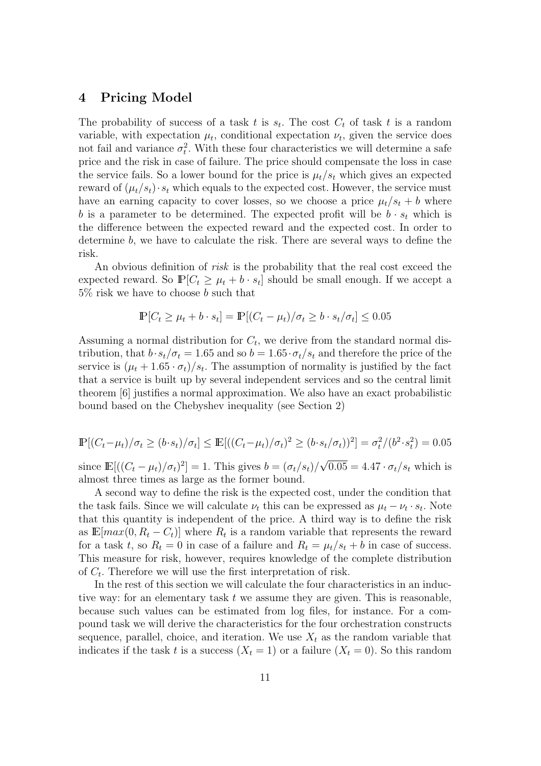## 4 Pricing Model

The probability of success of a task $t$ is $s_t$. The cost $C_t$ of task $t$ is a random variable, with expectation $\mu_t$, conditional expectation $\nu_t$, given the service does not fail and variance $\sigma_t^2$. With these four characteristics we will determine a safe price and the risk in case of failure. The price should compensate the loss in case the service fails. So a lower bound for the price is $\mu_t/s_t$ which gives an expected reward of $(\mu_t/s_t)\cdot s_t$ which equals to the expected cost. However, the service must have an earning capacity to cover losses, so we choose a price $\mu_t/s_t + b$ where $b$ is a parameter to be determined. The expected profit will be $b \cdot s_t$ which is the difference between the expected reward and the expected cost. In order to determine $b$, we have to calculate the risk. There are several ways to define the risk.

An obvious definition of *risk* is the probability that the real cost exceed the expected reward. So $\mathbb{P}[C_t \geq \mu_t + b \cdot s_t]$ should be small enough. If we accept a 5% risk we have to choose $b$ such that

$$\mathbb{P}[C_t \geq \mu_t + b \cdot s_t] = \mathbb{P}[(C_t - \mu_t)/\sigma_t \geq b \cdot s_t/\sigma_t] \leq 0.05$$

Assuming a normal distribution for $C_t$, we derive from the standard normal distribution, that $b \cdot s_t/\sigma_t = 1.65$ and so $b = 1.65 \cdot \sigma_t/s_t$ and therefore the price of the service is $(\mu_t + 1.65 \cdot \sigma_t)/s_t$. The assumption of normality is justified by the fact that a service is built up by several independent services and so the central limit theorem [6] justifies a normal approximation. We also have an exact probabilistic bound based on the Chebyshev inequality (see Section 2)

$$\mathbb{P}[(C_t - \mu_t)/\sigma_t \geq (b \cdot s_t)/\sigma_t] \leq \mathbb{E}[((C_t - \mu_t)/\sigma_t)^2 \geq (b \cdot s_t/\sigma_t))^2] = \sigma_t^2/(b^2 \cdot s_t^2) = 0.05$$

since $\mathbb{E}[((C_t - \mu_t)/\sigma_t)^2] = 1$. This gives $b = (\sigma_t/s_t)/\sqrt{0.05} = 4.47 \cdot \sigma_t/s_t$ which is almost three times as large as the former bound.

A second way to define the risk is the expected cost, under the condition that the task fails. Since we will calculate $\nu_t$ this can be expressed as $\mu_t - \nu_t \cdot s_t$. Note that this quantity is independent of the price. A third way is to define the risk as $\mathbb{E}[max(0, R_t - C_t)]$ where $R_t$ is a random variable that represents the reward for a task $t$, so $R_t = 0$ in case of a failure and $R_t = \mu_t/s_t + b$ in case of success. This measure for risk, however, requires knowledge of the complete distribution of $C_t$. Therefore we will use the first interpretation of risk.

In the rest of this section we will calculate the four characteristics in an inductive way: for an elementary task $t$ we assume they are given. This is reasonable, because such values can be estimated from log files, for instance. For a compound task we will derive the characteristics for the four orchestration constructs sequence, parallel, choice, and iteration. We use $X_t$ as the random variable that indicates if the task $t$ is a success ($X_t = 1$) or a failure ($X_t = 0$). So this random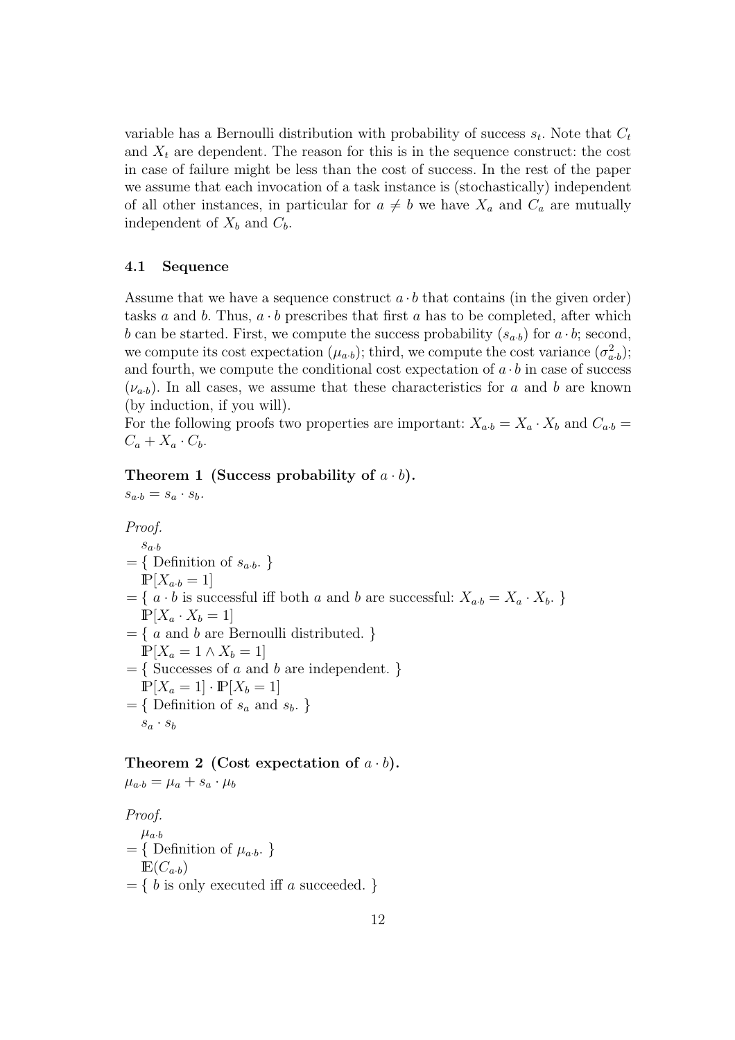variable has a Bernoulli distribution with probability of success $s_t$. Note that $C_t$ and $X_t$ are dependent. The reason for this is in the sequence construct: the cost in case of failure might be less than the cost of success. In the rest of the paper we assume that each invocation of a task instance is (stochastically) independent of all other instances, in particular for $a \neq b$ we have $X_a$ and $C_a$ are mutually independent of $X_b$ and $C_b$.

### 4.1 Sequence

Assume that we have a sequence construct $a \cdot b$ that contains (in the given order) tasks $a$ and $b$. Thus, $a \cdot b$ prescribes that first $a$ has to be completed, after which $b$ can be started. First, we compute the success probability ($s_{a \cdot b}$) for $a \cdot b$; second, we compute its cost expectation ($\mu_{a \cdot b}$); third, we compute the cost variance ($\sigma^2_{a \cdot b}$); and fourth, we compute the conditional cost expectation of $a \cdot b$ in case of success ($\nu_{a \cdot b}$). In all cases, we assume that these characteristics for $a$ and $b$ are known (by induction, if you will).

For the following proofs two properties are important: $X_{a \cdot b} = X_a \cdot X_b$ and $C_{a \cdot b} = C_a + X_a \cdot C_b$.

**Theorem 1 (Success probability of $a \cdot b$).**
$s_{a \cdot b} = s_a \cdot s_b$.

*Proof.*

$s_{a \cdot b}$

$=$ { Definition of $s_{a \cdot b}$. }

$\mathbb{P}[X_{a \cdot b} = 1]$

$=$ { $a \cdot b$ is successful iff both $a$ and $b$ are successful: $X_{a \cdot b} = X_a \cdot X_b$. }

$\mathbb{P}[X_a \cdot X_b = 1]$

$=$ { $a$ and $b$ are Bernoulli distributed. }

$\mathbb{P}[X_a = 1 \wedge X_b = 1]$

$=$ { Successes of $a$ and $b$ are independent. }

$\mathbb{P}[X_a = 1] \cdot \mathbb{P}[X_b = 1]$

$=$ { Definition of $s_a$ and $s_b$. }

$s_a \cdot s_b$

**Theorem 2 (Cost expectation of $a \cdot b$).**
$\mu_{a \cdot b} = \mu_a + s_a \cdot \mu_b$

*Proof.*

$\mu_{a \cdot b}$

$=$ { Definition of $\mu_{a \cdot b}$. }

$\mathbb{E}(C_{a \cdot b})$

$=$ { $b$ is only executed iff $a$ succeeded. }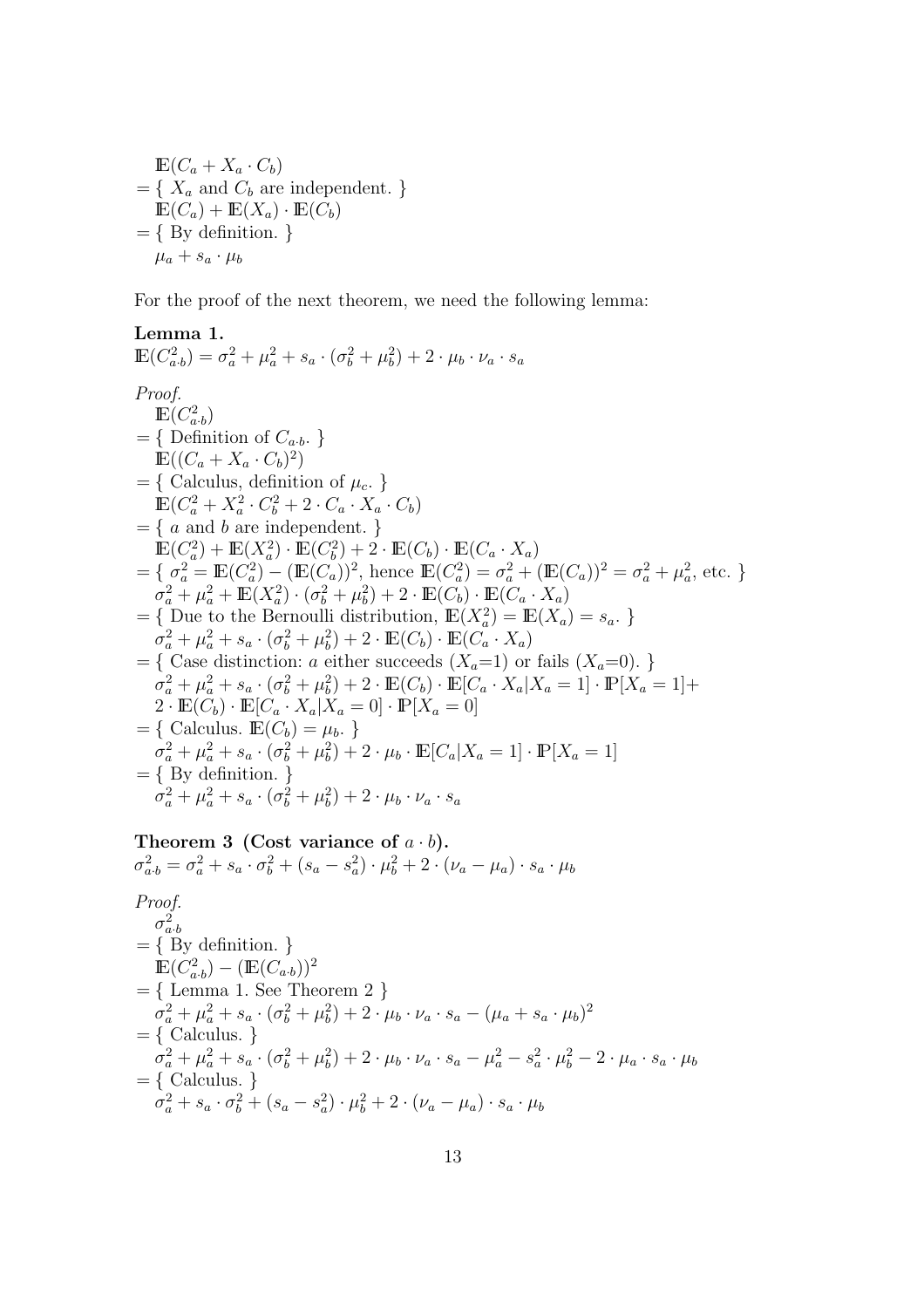$$
\begin{aligned}
& \mathbb{E}(C_a + X_a \cdot C_b) \\
= & \ \{ \ X_a \text{ and } C_b \text{ are independent. } \} \\
& \mathbb{E}(C_a) + \mathbb{E}(X_a) \cdot \mathbb{E}(C_b) \\
= & \ \{ \text{ By definition. } \} \\
& \mu_a + s_a \cdot \mu_b
\end{aligned}
$$

For the proof of the next theorem, we need the following lemma:

**Lemma 1.**
$\mathbb{E}(C_{a \cdot b}^2) = \sigma_a^2 + \mu_a^2 + s_a \cdot (\sigma_b^2 + \mu_b^2) + 2 \cdot \mu_b \cdot \nu_a \cdot s_a$

*Proof.*

$$
\begin{aligned}
& \mathbb{E}(C_{a \cdot b}^2) \\
= & \ \{ \text{ Definition of } C_{a \cdot b}. \ \} \\
& \mathbb{E}((C_a + X_a \cdot C_b)^2) \\
= & \ \{ \text{ Calculus, definition of } \mu_c. \ \} \\
& \mathbb{E}(C_a^2 + X_a^2 \cdot C_b^2 + 2 \cdot C_a \cdot X_a \cdot C_b) \\
= & \ \{ \ a \text{ and } b \text{ are independent. } \} \\
& \mathbb{E}(C_a^2) + \mathbb{E}(X_a^2) \cdot \mathbb{E}(C_b^2) + 2 \cdot \mathbb{E}(C_b) \cdot \mathbb{E}(C_a \cdot X_a) \\
= & \ \{ \ \sigma_a^2 = \mathbb{E}(C_a^2) - (\mathbb{E}(C_a))^2, \text{ hence } \mathbb{E}(C_a^2) = \sigma_a^2 + (\mathbb{E}(C_a))^2 = \sigma_a^2 + \mu_a^2, \text{ etc. } \} \\
& \sigma_a^2 + \mu_a^2 + \mathbb{E}(X_a^2) \cdot (\sigma_b^2 + \mu_b^2) + 2 \cdot \mathbb{E}(C_b) \cdot \mathbb{E}(C_a \cdot X_a) \\
= & \ \{ \text{ Due to the Bernoulli distribution, } \mathbb{E}(X_a^2) = \mathbb{E}(X_a) = s_a. \ \} \\
& \sigma_a^2 + \mu_a^2 + s_a \cdot (\sigma_b^2 + \mu_b^2) + 2 \cdot \mathbb{E}(C_b) \cdot \mathbb{E}(C_a \cdot X_a) \\
= & \ \{ \text{ Case distinction: } a \text{ either succeeds } (X_a{=}1) \text{ or fails } (X_a{=}0). \ \} \\
& \sigma_a^2 + \mu_a^2 + s_a \cdot (\sigma_b^2 + \mu_b^2) + 2 \cdot \mathbb{E}(C_b) \cdot \mathbb{E}[C_a \cdot X_a | X_a = 1] \cdot \mathbb{P}[X_a = 1] + \\
& 2 \cdot \mathbb{E}(C_b) \cdot \mathbb{E}[C_a \cdot X_a | X_a = 0] \cdot \mathbb{P}[X_a = 0] \\
= & \ \{ \text{ Calculus. } \mathbb{E}(C_b) = \mu_b. \ \} \\
& \sigma_a^2 + \mu_a^2 + s_a \cdot (\sigma_b^2 + \mu_b^2) + 2 \cdot \mu_b \cdot \mathbb{E}[C_a | X_a = 1] \cdot \mathbb{P}[X_a = 1] \\
= & \ \{ \text{ By definition. } \} \\
& \sigma_a^2 + \mu_a^2 + s_a \cdot (\sigma_b^2 + \mu_b^2) + 2 \cdot \mu_b \cdot \nu_a \cdot s_a
\end{aligned}
$$

**Theorem 3 (Cost variance of $a \cdot b$).**
$\sigma_{a \cdot b}^2 = \sigma_a^2 + s_a \cdot \sigma_b^2 + (s_a - s_a^2) \cdot \mu_b^2 + 2 \cdot (\nu_a - \mu_a) \cdot s_a \cdot \mu_b$

*Proof.*

$$
\begin{aligned}
& \sigma_{a \cdot b}^2 \\
= & \ \{ \text{ By definition. } \} \\
& \mathbb{E}(C_{a \cdot b}^2) - (\mathbb{E}(C_{a \cdot b}))^2 \\
= & \ \{ \text{ Lemma 1. See Theorem 2 } \} \\
& \sigma_a^2 + \mu_a^2 + s_a \cdot (\sigma_b^2 + \mu_b^2) + 2 \cdot \mu_b \cdot \nu_a \cdot s_a - (\mu_a + s_a \cdot \mu_b)^2 \\
= & \ \{ \text{ Calculus. } \} \\
& \sigma_a^2 + \mu_a^2 + s_a \cdot (\sigma_b^2 + \mu_b^2) + 2 \cdot \mu_b \cdot \nu_a \cdot s_a - \mu_a^2 - s_a^2 \cdot \mu_b^2 - 2 \cdot \mu_a \cdot s_a \cdot \mu_b \\
= & \ \{ \text{ Calculus. } \} \\
& \sigma_a^2 + s_a \cdot \sigma_b^2 + (s_a - s_a^2) \cdot \mu_b^2 + 2 \cdot (\nu_a - \mu_a) \cdot s_a \cdot \mu_b
\end{aligned}
$$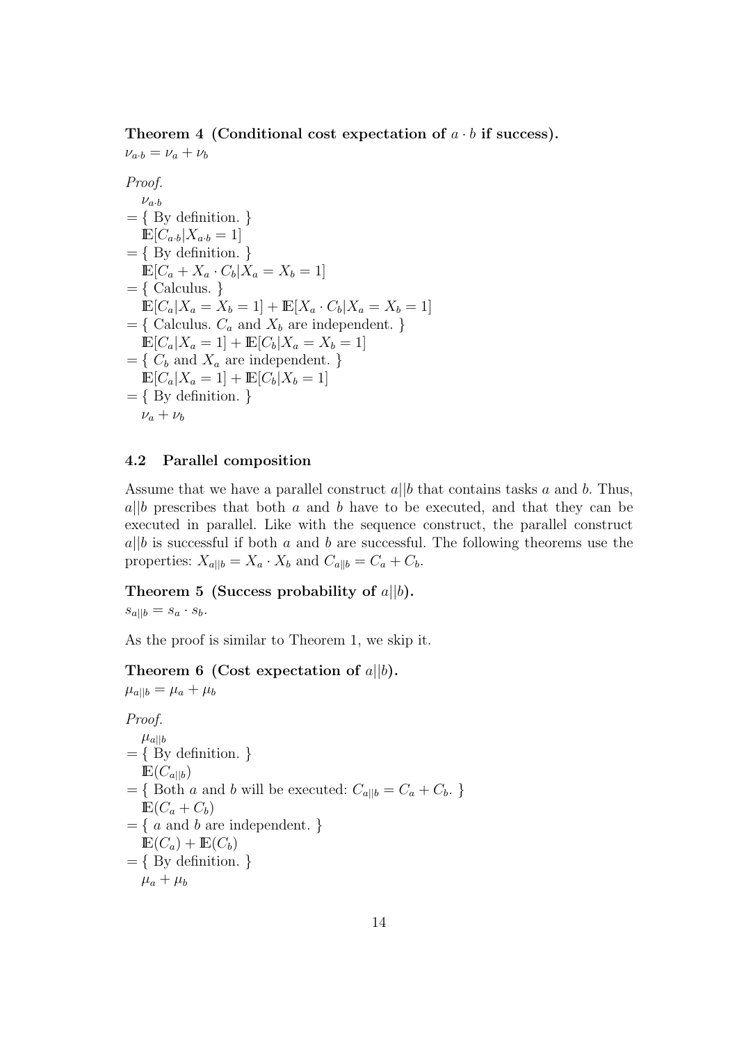**Theorem 4 (Conditional cost expectation of $a \cdot b$ if success).**
$\nu_{a \cdot b} = \nu_a + \nu_b$

*Proof.*

$\nu_{a \cdot b}$
$= \{$ By definition. $\}$
$\mathbb{E}[C_{a \cdot b} | X_{a \cdot b} = 1]$
$= \{$ By definition. $\}$
$\mathbb{E}[C_a + X_a \cdot C_b | X_a = X_b = 1]$
$= \{$ Calculus. $\}$
$\mathbb{E}[C_a | X_a = X_b = 1] + \mathbb{E}[X_a \cdot C_b | X_a = X_b = 1]$
$= \{$ Calculus. $C_a$ and $X_b$ are independent. $\}$
$\mathbb{E}[C_a | X_a = 1] + \mathbb{E}[C_b | X_a = X_b = 1]$
$= \{$ $C_b$ and $X_a$ are independent. $\}$
$\mathbb{E}[C_a | X_a = 1] + \mathbb{E}[C_b | X_b = 1]$
$= \{$ By definition. $\}$
$\nu_a + \nu_b$

### 4.2 Parallel composition

Assume that we have a parallel construct $a||b$ that contains tasks $a$ and $b$. Thus, $a||b$ prescribes that both $a$ and $b$ have to be executed, and that they can be executed in parallel. Like with the sequence construct, the parallel construct $a||b$ is successful if both $a$ and $b$ are successful. The following theorems use the properties: $X_{a||b} = X_a \cdot X_b$ and $C_{a||b} = C_a + C_b$.

**Theorem 5 (Success probability of $a||b$).**
$s_{a||b} = s_a \cdot s_b$.

As the proof is similar to Theorem 1, we skip it.

**Theorem 6 (Cost expectation of $a||b$).**
$\mu_{a||b} = \mu_a + \mu_b$

*Proof.*

$\mu_{a||b}$
$= \{$ By definition. $\}$
$\mathbb{E}(C_{a||b})$
$= \{$ Both $a$ and $b$ will be executed: $C_{a||b} = C_a + C_b$. $\}$
$\mathbb{E}(C_a + C_b)$
$= \{$ $a$ and $b$ are independent. $\}$
$\mathbb{E}(C_a) + \mathbb{E}(C_b)$
$= \{$ By definition. $\}$
$\mu_a + \mu_b$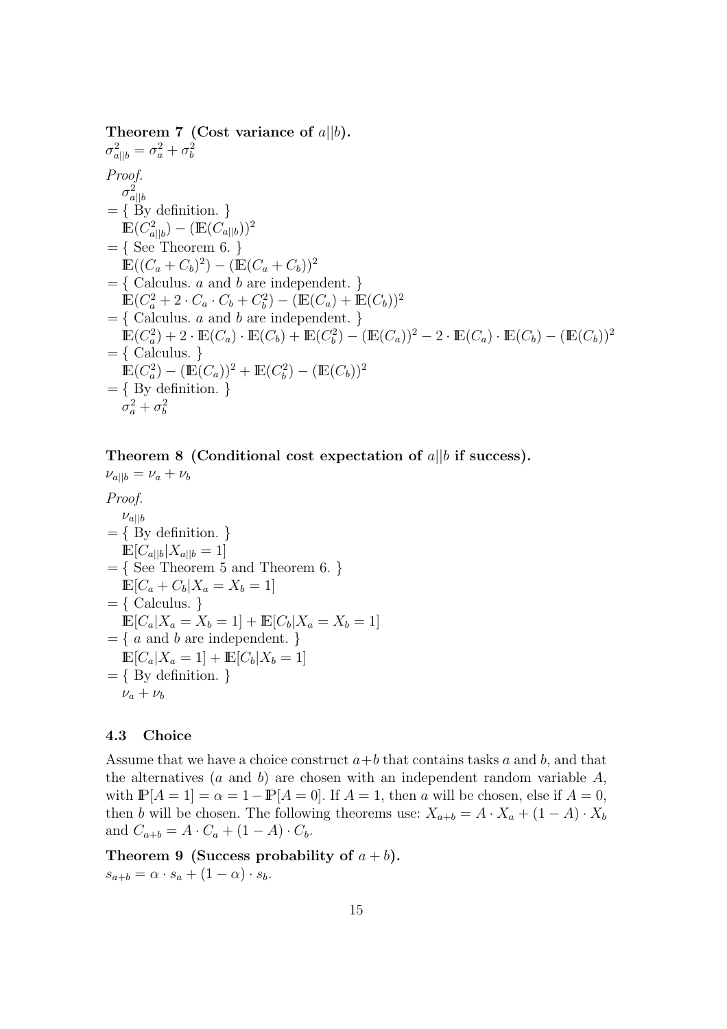**Theorem 7 (Cost variance of $a||b$).**
$\sigma^2_{a||b} = \sigma^2_a + \sigma^2_b$

*Proof.*

$\sigma^2_{a||b}$
$= \{$ By definition. $\}$
$\mathbb{E}(C^2_{a||b}) - (\mathbb{E}(C_{a||b}))^2$
$= \{$ See Theorem 6. $\}$
$\mathbb{E}((C_a + C_b)^2) - (\mathbb{E}(C_a + C_b))^2$
$= \{$ Calculus. $a$ and $b$ are independent. $\}$
$\mathbb{E}(C^2_a + 2 \cdot C_a \cdot C_b + C^2_b) - (\mathbb{E}(C_a) + \mathbb{E}(C_b))^2$
$= \{$ Calculus. $a$ and $b$ are independent. $\}$
$\mathbb{E}(C^2_a) + 2 \cdot \mathbb{E}(C_a) \cdot \mathbb{E}(C_b) + \mathbb{E}(C^2_b) - (\mathbb{E}(C_a))^2 - 2 \cdot \mathbb{E}(C_a) \cdot \mathbb{E}(C_b) - (\mathbb{E}(C_b))^2$
$= \{$ Calculus. $\}$
$\mathbb{E}(C^2_a) - (\mathbb{E}(C_a))^2 + \mathbb{E}(C^2_b) - (\mathbb{E}(C_b))^2$
$= \{$ By definition. $\}$
$\sigma^2_a + \sigma^2_b$

**Theorem 8 (Conditional cost expectation of $a||b$ if success).**
$\nu_{a||b} = \nu_a + \nu_b$

*Proof.*

$\nu_{a||b}$
$= \{$ By definition. $\}$
$\mathbb{E}[C_{a||b} | X_{a||b} = 1]$
$= \{$ See Theorem 5 and Theorem 6. $\}$
$\mathbb{E}[C_a + C_b | X_a = X_b = 1]$
$= \{$ Calculus. $\}$
$\mathbb{E}[C_a | X_a = X_b = 1] + \mathbb{E}[C_b | X_a = X_b = 1]$
$= \{$ $a$ and $b$ are independent. $\}$
$\mathbb{E}[C_a | X_a = 1] + \mathbb{E}[C_b | X_b = 1]$
$= \{$ By definition. $\}$
$\nu_a + \nu_b$

### 4.3 Choice

Assume that we have a choice construct $a+b$ that contains tasks $a$ and $b$, and that the alternatives ($a$ and $b$) are chosen with an independent random variable $A$, with $\mathbb{P}[A = 1] = \alpha = 1 - \mathbb{P}[A = 0]$. If $A = 1$, then $a$ will be chosen, else if $A = 0$, then $b$ will be chosen. The following theorems use: $X_{a+b} = A \cdot X_a + (1 - A) \cdot X_b$ and $C_{a+b} = A \cdot C_a + (1 - A) \cdot C_b$.

**Theorem 9 (Success probability of $a + b$).**
$s_{a+b} = \alpha \cdot s_a + (1 - \alpha) \cdot s_b$.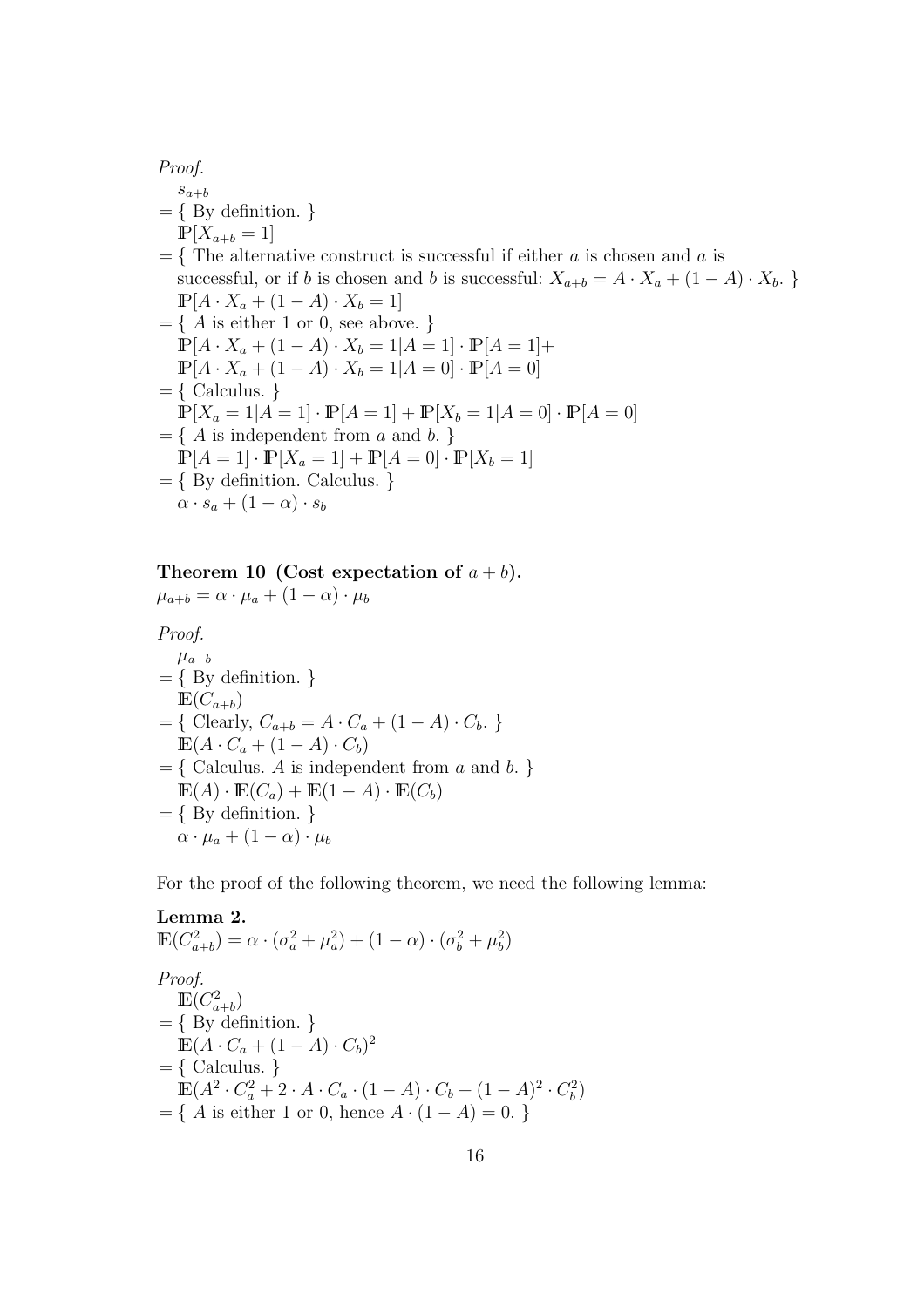*Proof.*

$s_{a+b}$

$= \{$ By definition. $\}$

$\mathbb{P}[X_{a+b} = 1]$

$= \{$ The alternative construct is successful if either $a$ is chosen and $a$ is successful, or if $b$ is chosen and $b$ is successful: $X_{a+b} = A \cdot X_a + (1 - A) \cdot X_b$. $\}$

$\mathbb{P}[A \cdot X_a + (1 - A) \cdot X_b = 1]$

$= \{$ $A$ is either 1 or 0, see above. $\}$

$\mathbb{P}[A \cdot X_a + (1 - A) \cdot X_b = 1 | A = 1] \cdot \mathbb{P}[A = 1] +$
$\mathbb{P}[A \cdot X_a + (1 - A) \cdot X_b = 1 | A = 0] \cdot \mathbb{P}[A = 0]$

$= \{$ Calculus. $\}$

$\mathbb{P}[X_a = 1 | A = 1] \cdot \mathbb{P}[A = 1] + \mathbb{P}[X_b = 1 | A = 0] \cdot \mathbb{P}[A = 0]$

$= \{$ $A$ is independent from $a$ and $b$. $\}$

$\mathbb{P}[A = 1] \cdot \mathbb{P}[X_a = 1] + \mathbb{P}[A = 0] \cdot \mathbb{P}[X_b = 1]$

$= \{$ By definition. Calculus. $\}$

$\alpha \cdot s_a + (1 - \alpha) \cdot s_b$

**Theorem 10 (Cost expectation of $a + b$).**
$\mu_{a+b} = \alpha \cdot \mu_a + (1 - \alpha) \cdot \mu_b$

*Proof.*

$\mu_{a+b}$

$= \{$ By definition. $\}$

$\mathbb{E}(C_{a+b})$

$= \{$ Clearly, $C_{a+b} = A \cdot C_a + (1 - A) \cdot C_b$. $\}$

$\mathbb{E}(A \cdot C_a + (1 - A) \cdot C_b)$

$= \{$ Calculus. $A$ is independent from $a$ and $b$. $\}$

$\mathbb{E}(A) \cdot \mathbb{E}(C_a) + \mathbb{E}(1 - A) \cdot \mathbb{E}(C_b)$

$= \{$ By definition. $\}$

$\alpha \cdot \mu_a + (1 - \alpha) \cdot \mu_b$

For the proof of the following theorem, we need the following lemma:

**Lemma 2.**
$\mathbb{E}(C_{a+b}^2) = \alpha \cdot (\sigma_a^2 + \mu_a^2) + (1 - \alpha) \cdot (\sigma_b^2 + \mu_b^2)$

*Proof.*

$\mathbb{E}(C_{a+b}^2)$

$= \{$ By definition. $\}$

$\mathbb{E}(A \cdot C_a + (1 - A) \cdot C_b)^2$

$= \{$ Calculus. $\}$

$\mathbb{E}(A^2 \cdot C_a^2 + 2 \cdot A \cdot C_a \cdot (1 - A) \cdot C_b + (1 - A)^2 \cdot C_b^2)$

$= \{$ $A$ is either 1 or 0, hence $A \cdot (1 - A) = 0$. $\}$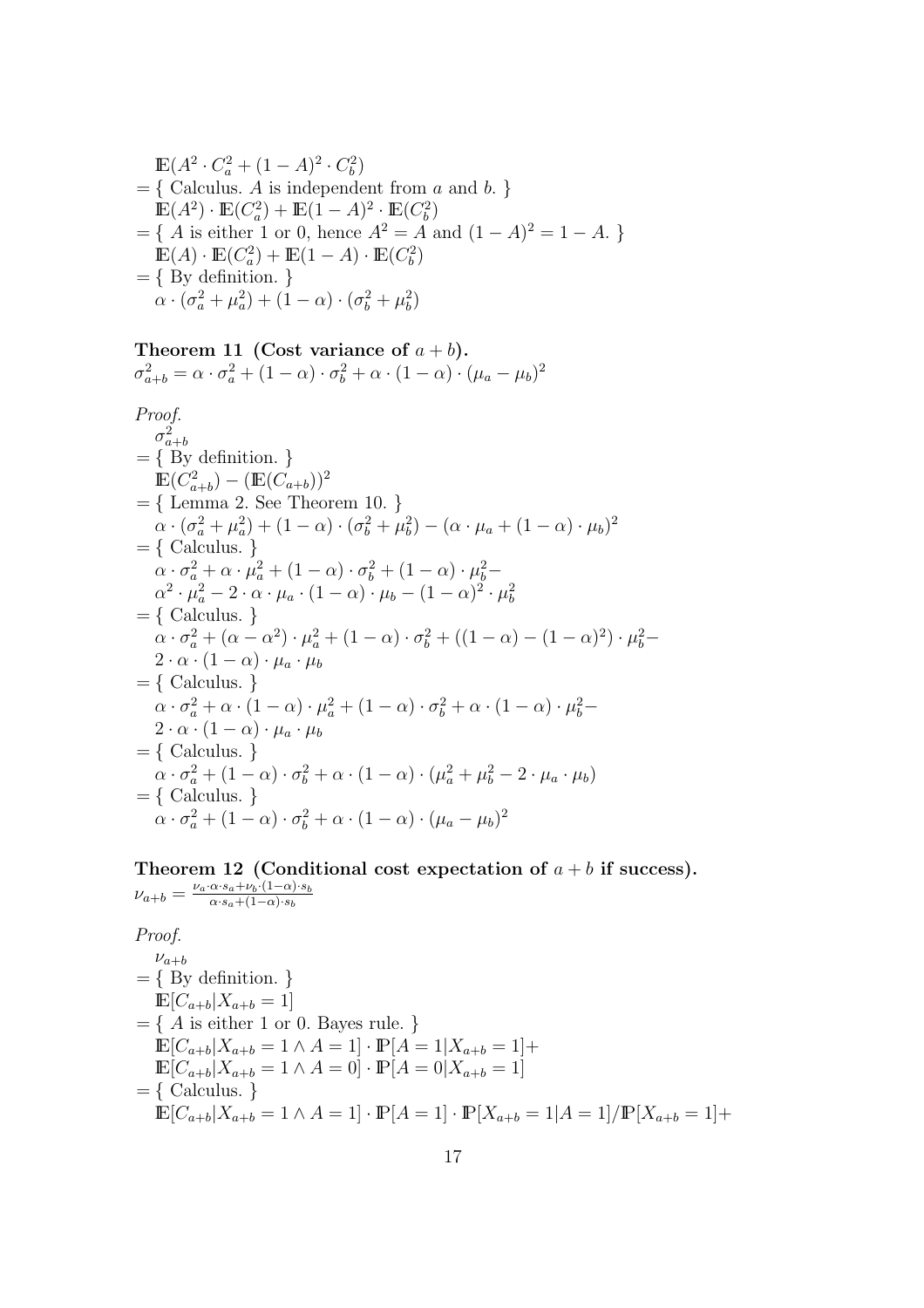$\mathbb{E}(A^2 \cdot C_a^2 + (1-A)^2 \cdot C_b^2)$
$= \{$ Calculus. $A$ is independent from $a$ and $b$. $\}$
$\mathbb{E}(A^2) \cdot \mathbb{E}(C_a^2) + \mathbb{E}(1-A)^2 \cdot \mathbb{E}(C_b^2)$
$= \{$ $A$ is either 1 or 0, hence $A^2 = A$ and $(1-A)^2 = 1-A$. $\}$
$\mathbb{E}(A) \cdot \mathbb{E}(C_a^2) + \mathbb{E}(1-A) \cdot \mathbb{E}(C_b^2)$
$= \{$ By definition. $\}$
$\alpha \cdot (\sigma_a^2 + \mu_a^2) + (1-\alpha) \cdot (\sigma_b^2 + \mu_b^2)$

**Theorem 11 (Cost variance of $a+b$).**
$\sigma_{a+b}^2 = \alpha \cdot \sigma_a^2 + (1-\alpha) \cdot \sigma_b^2 + \alpha \cdot (1-\alpha) \cdot (\mu_a - \mu_b)^2$

*Proof.*
$\sigma_{a+b}^2$
$= \{$ By definition. $\}$
$\mathbb{E}(C_{a+b}^2) - (\mathbb{E}(C_{a+b}))^2$
$= \{$ Lemma 2. See Theorem 10. $\}$
$\alpha \cdot (\sigma_a^2 + \mu_a^2) + (1-\alpha) \cdot (\sigma_b^2 + \mu_b^2) - (\alpha \cdot \mu_a + (1-\alpha) \cdot \mu_b)^2$
$= \{$ Calculus. $\}$
$\alpha \cdot \sigma_a^2 + \alpha \cdot \mu_a^2 + (1-\alpha) \cdot \sigma_b^2 + (1-\alpha) \cdot \mu_b^2 -$
$\alpha^2 \cdot \mu_a^2 - 2 \cdot \alpha \cdot \mu_a \cdot (1-\alpha) \cdot \mu_b - (1-\alpha)^2 \cdot \mu_b^2$
$= \{$ Calculus. $\}$
$\alpha \cdot \sigma_a^2 + (\alpha - \alpha^2) \cdot \mu_a^2 + (1-\alpha) \cdot \sigma_b^2 + ((1-\alpha) - (1-\alpha)^2) \cdot \mu_b^2 -$
$2 \cdot \alpha \cdot (1-\alpha) \cdot \mu_a \cdot \mu_b$
$= \{$ Calculus. $\}$
$\alpha \cdot \sigma_a^2 + \alpha \cdot (1-\alpha) \cdot \mu_a^2 + (1-\alpha) \cdot \sigma_b^2 + \alpha \cdot (1-\alpha) \cdot \mu_b^2 -$
$2 \cdot \alpha \cdot (1-\alpha) \cdot \mu_a \cdot \mu_b$
$= \{$ Calculus. $\}$
$\alpha \cdot \sigma_a^2 + (1-\alpha) \cdot \sigma_b^2 + \alpha \cdot (1-\alpha) \cdot (\mu_a^2 + \mu_b^2 - 2 \cdot \mu_a \cdot \mu_b)$
$= \{$ Calculus. $\}$
$\alpha \cdot \sigma_a^2 + (1-\alpha) \cdot \sigma_b^2 + \alpha \cdot (1-\alpha) \cdot (\mu_a - \mu_b)^2$

**Theorem 12 (Conditional cost expectation of $a+b$ if success).**
$\nu_{a+b} = \frac{\nu_a \cdot \alpha \cdot s_a + \nu_b \cdot (1-\alpha) \cdot s_b}{\alpha \cdot s_a + (1-\alpha) \cdot s_b}$

*Proof.*
$\nu_{a+b}$
$= \{$ By definition. $\}$
$\mathbb{E}[C_{a+b} | X_{a+b} = 1]$
$= \{$ $A$ is either 1 or 0. Bayes rule. $\}$
$\mathbb{E}[C_{a+b} | X_{a+b} = 1 \wedge A = 1] \cdot \mathbb{P}[A = 1 | X_{a+b} = 1] +$
$\mathbb{E}[C_{a+b} | X_{a+b} = 1 \wedge A = 0] \cdot \mathbb{P}[A = 0 | X_{a+b} = 1]$
$= \{$ Calculus. $\}$
$\mathbb{E}[C_{a+b} | X_{a+b} = 1 \wedge A = 1] \cdot \mathbb{P}[A = 1] \cdot \mathbb{P}[X_{a+b} = 1 | A = 1] / \mathbb{P}[X_{a+b} = 1] +$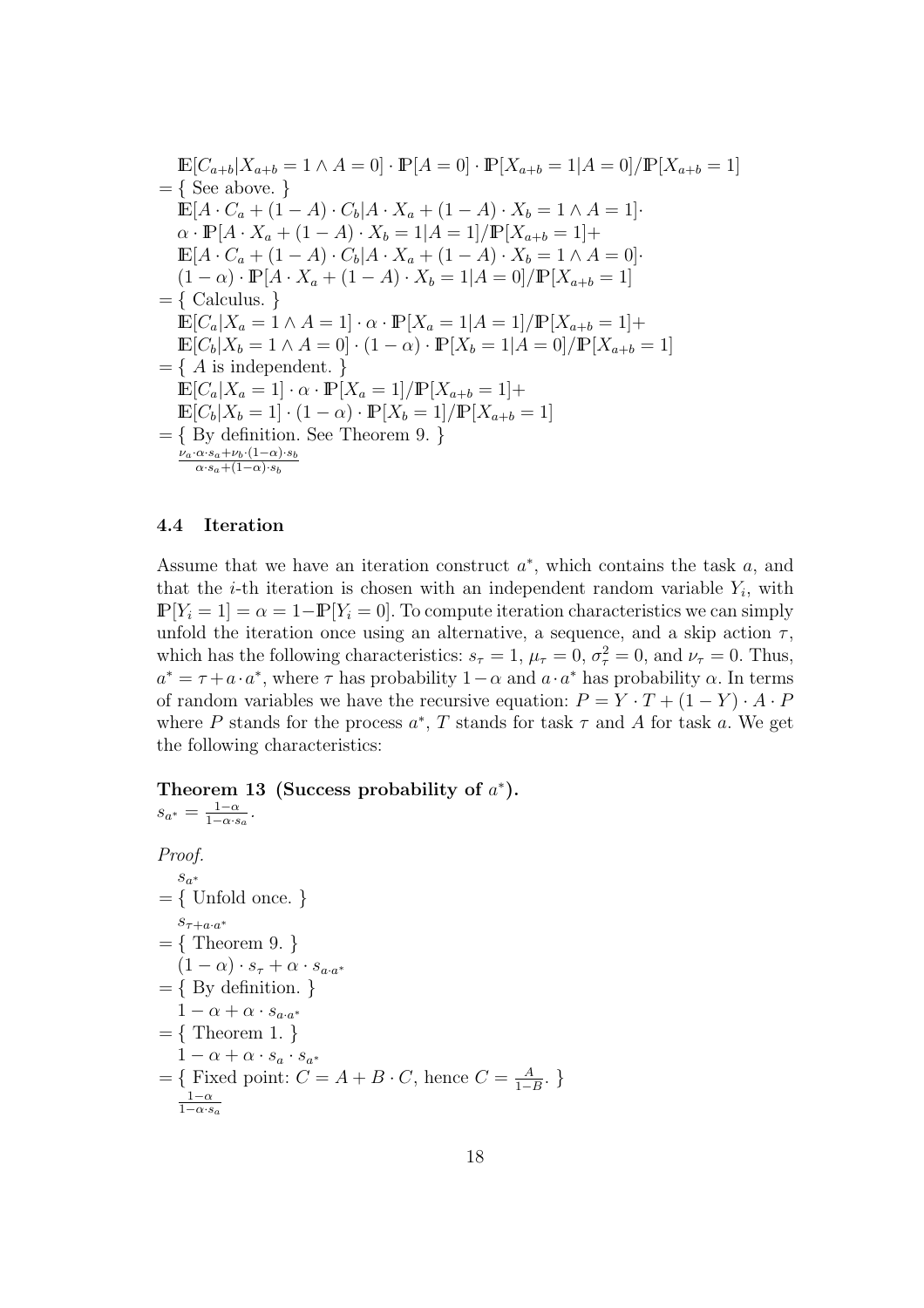$$
\begin{aligned}
&\mathbb{E}[C_{a+b}|X_{a+b} = 1 \wedge A = 0] \cdot \mathbb{P}[A = 0] \cdot \mathbb{P}[X_{a+b} = 1|A = 0]/\mathbb{P}[X_{a+b} = 1] \\
=&\ \{ \text{ See above. } \} \\
&\mathbb{E}[A \cdot C_a + (1 - A) \cdot C_b | A \cdot X_a + (1 - A) \cdot X_b = 1 \wedge A = 1] \cdot \\
&\alpha \cdot \mathbb{P}[A \cdot X_a + (1 - A) \cdot X_b = 1|A = 1]/\mathbb{P}[X_{a+b} = 1] + \\
&\mathbb{E}[A \cdot C_a + (1 - A) \cdot C_b | A \cdot X_a + (1 - A) \cdot X_b = 1 \wedge A = 0] \cdot \\
&(1 - \alpha) \cdot \mathbb{P}[A \cdot X_a + (1 - A) \cdot X_b = 1|A = 0]/\mathbb{P}[X_{a+b} = 1] \\
=&\ \{ \text{ Calculus. } \} \\
&\mathbb{E}[C_a|X_a = 1 \wedge A = 1] \cdot \alpha \cdot \mathbb{P}[X_a = 1|A = 1]/\mathbb{P}[X_{a+b} = 1] + \\
&\mathbb{E}[C_b|X_b = 1 \wedge A = 0] \cdot (1 - \alpha) \cdot \mathbb{P}[X_b = 1|A = 0]/\mathbb{P}[X_{a+b} = 1] \\
=&\ \{ \text{ } A \text{ is independent. } \} \\
&\mathbb{E}[C_a|X_a = 1] \cdot \alpha \cdot \mathbb{P}[X_a = 1]/\mathbb{P}[X_{a+b} = 1] + \\
&\mathbb{E}[C_b|X_b = 1] \cdot (1 - \alpha) \cdot \mathbb{P}[X_b = 1]/\mathbb{P}[X_{a+b} = 1] \\
=&\ \{ \text{ By definition. See Theorem 9. } \} \\
&\frac{\nu_a \cdot \alpha \cdot s_a + \nu_b \cdot (1-\alpha) \cdot s_b}{\alpha \cdot s_a + (1-\alpha) \cdot s_b}
\end{aligned}
$$

### 4.4 Iteration

Assume that we have an iteration construct $a^*$, which contains the task $a$, and that the $i$-th iteration is chosen with an independent random variable $Y_i$, with $\mathbb{P}[Y_i = 1] = \alpha = 1 - \mathbb{P}[Y_i = 0]$. To compute iteration characteristics we can simply unfold the iteration once using an alternative, a sequence, and a skip action $\tau$, which has the following characteristics: $s_\tau = 1$, $\mu_\tau = 0$, $\sigma^2_\tau = 0$, and $\nu_\tau = 0$. Thus, $a^* = \tau + a \cdot a^*$, where $\tau$ has probability $1 - \alpha$ and $a \cdot a^*$ has probability $\alpha$. In terms of random variables we have the recursive equation: $P = Y \cdot T + (1 - Y) \cdot A \cdot P$ where $P$ stands for the process $a^*$, $T$ stands for task $\tau$ and $A$ for task $a$. We get the following characteristics:

**Theorem 13 (Success probability of $a^*$).**
$s_{a^*} = \frac{1-\alpha}{1-\alpha \cdot s_a}$.

*Proof.*

$$
\begin{aligned}
&s_{a^*} \\
=&\ \{ \text{ Unfold once. } \} \\
&s_{\tau + a \cdot a^*} \\
=&\ \{ \text{ Theorem 9. } \} \\
&(1 - \alpha) \cdot s_\tau + \alpha \cdot s_{a \cdot a^*} \\
=&\ \{ \text{ By definition. } \} \\
&1 - \alpha + \alpha \cdot s_{a \cdot a^*} \\
=&\ \{ \text{ Theorem 1. } \} \\
&1 - \alpha + \alpha \cdot s_a \cdot s_{a^*} \\
=&\ \{ \text{ Fixed point: } C = A + B \cdot C, \text{ hence } C = \tfrac{A}{1-B}. \ \} \\
&\frac{1-\alpha}{1-\alpha \cdot s_a}
\end{aligned}
$$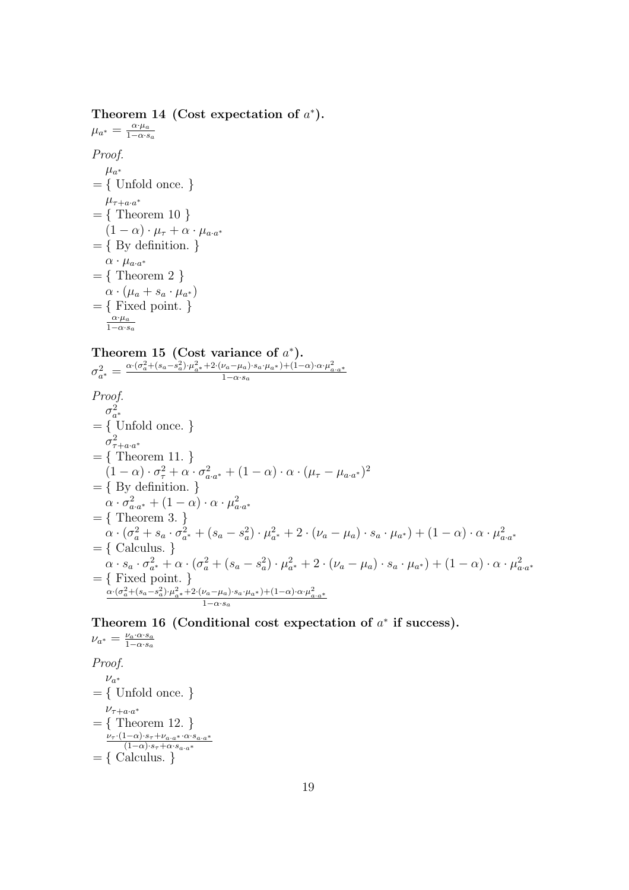**Theorem 14 (Cost expectation of $a^*$).**
$\mu_{a^*} = \frac{\alpha \cdot \mu_a}{1 - \alpha \cdot s_a}$

*Proof.*

$\mu_{a^*}$
$= \{$ Unfold once. $\}$
$\mu_{\tau + a \cdot a^*}$
$= \{$ Theorem 10 $\}$
$(1 - \alpha) \cdot \mu_\tau + \alpha \cdot \mu_{a \cdot a^*}$
$= \{$ By definition. $\}$
$\alpha \cdot \mu_{a \cdot a^*}$
$= \{$ Theorem 2 $\}$
$\alpha \cdot (\mu_a + s_a \cdot \mu_{a^*})$
$= \{$ Fixed point. $\}$
$\frac{\alpha \cdot \mu_a}{1 - \alpha \cdot s_a}$

**Theorem 15 (Cost variance of $a^*$).**
$\sigma^2_{a^*} = \frac{\alpha \cdot (\sigma^2_a + (s_a - s_a^2) \cdot \mu^2_{a^*} + 2 \cdot (\nu_a - \mu_a) \cdot s_a \cdot \mu_{a^*}) + (1 - \alpha) \cdot \alpha \cdot \mu^2_{a \cdot a^*}}{1 - \alpha \cdot s_a}$

*Proof.*

$\sigma^2_{a^*}$
$= \{$ Unfold once. $\}$
$\sigma^2_{\tau + a \cdot a^*}$
$= \{$ Theorem 11. $\}$
$(1 - \alpha) \cdot \sigma^2_\tau + \alpha \cdot \sigma^2_{a \cdot a^*} + (1 - \alpha) \cdot \alpha \cdot (\mu_\tau - \mu_{a \cdot a^*})^2$
$= \{$ By definition. $\}$
$\alpha \cdot \sigma^2_{a \cdot a^*} + (1 - \alpha) \cdot \alpha \cdot \mu^2_{a \cdot a^*}$
$= \{$ Theorem 3. $\}$
$\alpha \cdot (\sigma^2_a + s_a \cdot \sigma^2_{a^*} + (s_a - s_a^2) \cdot \mu^2_{a^*} + 2 \cdot (\nu_a - \mu_a) \cdot s_a \cdot \mu_{a^*}) + (1 - \alpha) \cdot \alpha \cdot \mu^2_{a \cdot a^*}$
$= \{$ Calculus. $\}$
$\alpha \cdot s_a \cdot \sigma^2_{a^*} + \alpha \cdot (\sigma^2_a + (s_a - s_a^2) \cdot \mu^2_{a^*} + 2 \cdot (\nu_a - \mu_a) \cdot s_a \cdot \mu_{a^*}) + (1 - \alpha) \cdot \alpha \cdot \mu^2_{a \cdot a^*}$
$= \{$ Fixed point. $\}$
$\frac{\alpha \cdot (\sigma^2_a + (s_a - s_a^2) \cdot \mu^2_{a^*} + 2 \cdot (\nu_a - \mu_a) \cdot s_a \cdot \mu_{a^*}) + (1 - \alpha) \cdot \alpha \cdot \mu^2_{a \cdot a^*}}{1 - \alpha \cdot s_a}$

**Theorem 16 (Conditional cost expectation of $a^*$ if success).**
$\nu_{a^*} = \frac{\nu_a \cdot \alpha \cdot s_a}{1 - \alpha \cdot s_a}$

*Proof.*

$\nu_{a^*}$
$= \{$ Unfold once. $\}$
$\nu_{\tau + a \cdot a^*}$
$= \{$ Theorem 12. $\}$
$\frac{\nu_\tau \cdot (1 - \alpha) \cdot s_\tau + \nu_{a \cdot a^*} \cdot \alpha \cdot s_{a \cdot a^*}}{(1 - \alpha) \cdot s_\tau + \alpha \cdot s_{a \cdot a^*}}$
$= \{$ Calculus. $\}$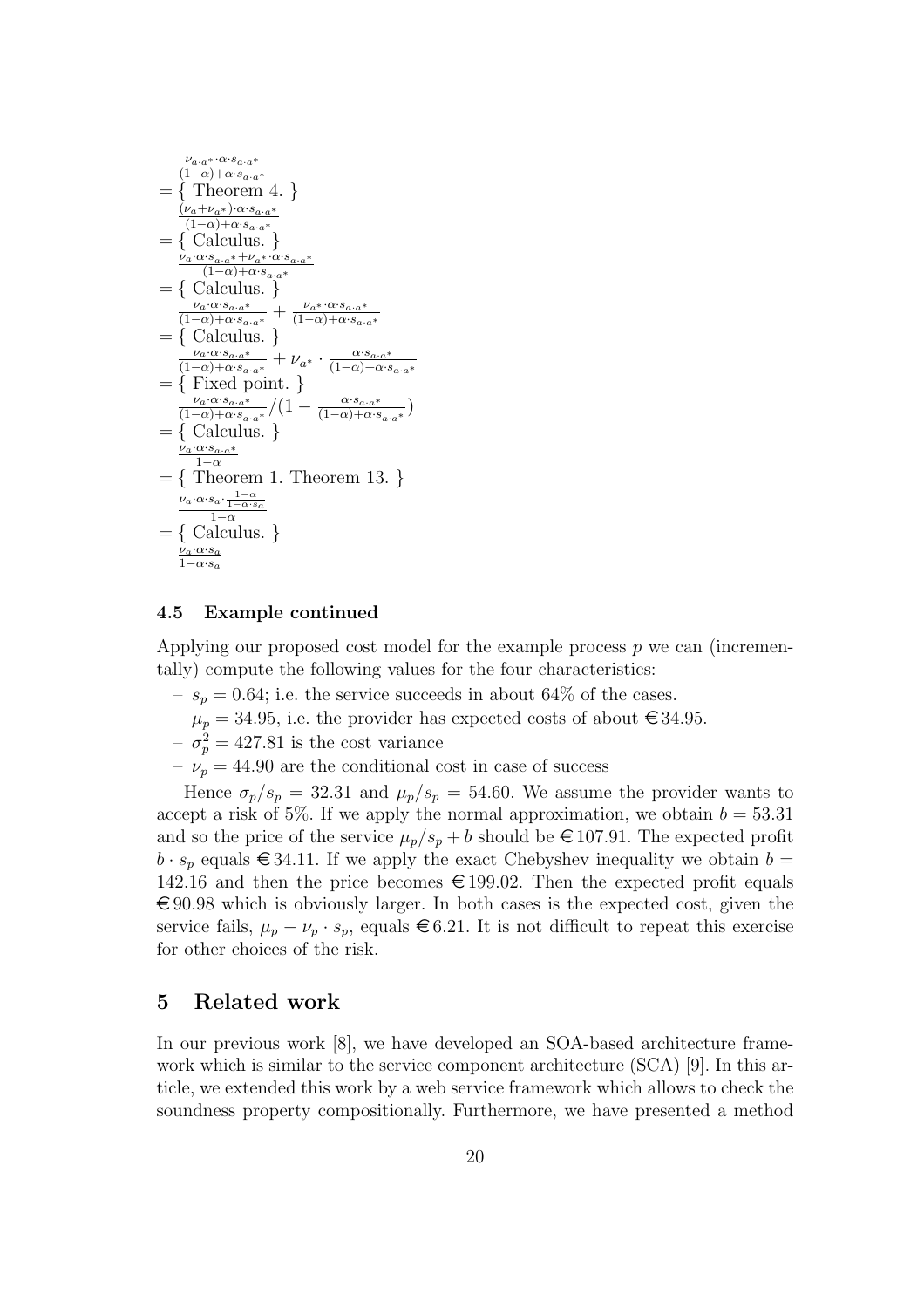$$\frac{\nu_{a \cdot a^*} \cdot \alpha \cdot s_{a \cdot a^*}}{(1-\alpha)+\alpha \cdot s_{a \cdot a^*}}$$

$= \{$ Theorem 4. $\}$

$$\frac{(\nu_a + \nu_{a^*}) \cdot \alpha \cdot s_{a \cdot a^*}}{(1-\alpha)+\alpha \cdot s_{a \cdot a^*}}$$

$= \{$ Calculus. $\}$

$$\frac{\nu_a \cdot \alpha \cdot s_{a \cdot a^*} + \nu_{a^*} \cdot \alpha \cdot s_{a \cdot a^*}}{(1-\alpha)+\alpha \cdot s_{a \cdot a^*}}$$

$= \{$ Calculus. $\}$

$$\frac{\nu_a \cdot \alpha \cdot s_{a \cdot a^*}}{(1-\alpha)+\alpha \cdot s_{a \cdot a^*}} + \frac{\nu_{a^*} \cdot \alpha \cdot s_{a \cdot a^*}}{(1-\alpha)+\alpha \cdot s_{a \cdot a^*}}$$

$= \{$ Calculus. $\}$

$$\frac{\nu_a \cdot \alpha \cdot s_{a \cdot a^*}}{(1-\alpha)+\alpha \cdot s_{a \cdot a^*}} + \nu_{a^*} \cdot \frac{\alpha \cdot s_{a \cdot a^*}}{(1-\alpha)+\alpha \cdot s_{a \cdot a^*}}$$

$= \{$ Fixed point. $\}$

$$\frac{\nu_a \cdot \alpha \cdot s_{a \cdot a^*}}{(1-\alpha)+\alpha \cdot s_{a \cdot a^*}} / \left(1 - \frac{\alpha \cdot s_{a \cdot a^*}}{(1-\alpha)+\alpha \cdot s_{a \cdot a^*}}\right)$$

$= \{$ Calculus. $\}$

$$\frac{\nu_a \cdot \alpha \cdot s_{a \cdot a^*}}{1-\alpha}$$

$= \{$ Theorem 1. Theorem 13. $\}$

$$\frac{\nu_a \cdot \alpha \cdot s_a \cdot \frac{1-\alpha}{1-\alpha \cdot s_a}}{1-\alpha}$$

$= \{$ Calculus. $\}$

$$\frac{\nu_a \cdot \alpha \cdot s_a}{1-\alpha \cdot s_a}$$

### 4.5 Example continued

Applying our proposed cost model for the example process $p$ we can (incrementally) compute the following values for the four characteristics:

- $s_p = 0.64$; i.e. the service succeeds in about 64% of the cases.
- $\mu_p = 34.95$, i.e. the provider has expected costs of about €34.95.
- $\sigma_p^2 = 427.81$ is the cost variance
- $\nu_p = 44.90$ are the conditional cost in case of success

Hence $\sigma_p / s_p = 32.31$ and $\mu_p / s_p = 54.60$. We assume the provider wants to accept a risk of 5%. If we apply the normal approximation, we obtain $b = 53.31$ and so the price of the service $\mu_p / s_p + b$ should be €107.91. The expected profit $b \cdot s_p$ equals €34.11. If we apply the exact Chebyshev inequality we obtain $b = 142.16$ and then the price becomes €199.02. Then the expected profit equals €90.98 which is obviously larger. In both cases is the expected cost, given the service fails, $\mu_p - \nu_p \cdot s_p$, equals €6.21. It is not difficult to repeat this exercise for other choices of the risk.

## 5 Related work

In our previous work [8], we have developed an SOA-based architecture framework which is similar to the service component architecture (SCA) [9]. In this article, we extended this work by a web service framework which allows to check the soundness property compositionally. Furthermore, we have presented a method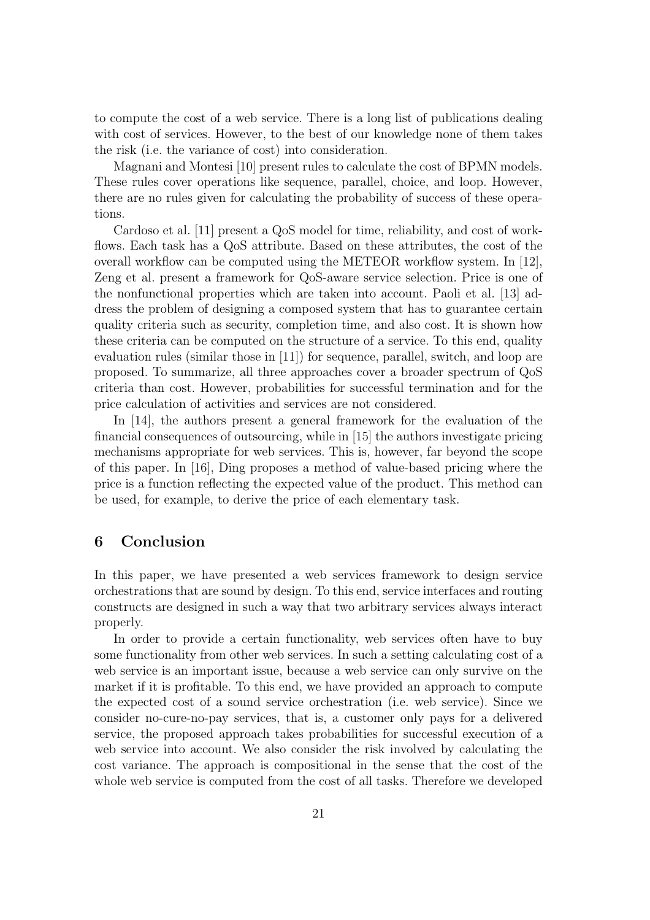to compute the cost of a web service. There is a long list of publications dealing with cost of services. However, to the best of our knowledge none of them takes the risk (i.e. the variance of cost) into consideration.

Magnani and Montesi [10] present rules to calculate the cost of BPMN models. These rules cover operations like sequence, parallel, choice, and loop. However, there are no rules given for calculating the probability of success of these operations.

Cardoso et al. [11] present a QoS model for time, reliability, and cost of workflows. Each task has a QoS attribute. Based on these attributes, the cost of the overall workflow can be computed using the METEOR workflow system. In [12], Zeng et al. present a framework for QoS-aware service selection. Price is one of the nonfunctional properties which are taken into account. Paoli et al. [13] address the problem of designing a composed system that has to guarantee certain quality criteria such as security, completion time, and also cost. It is shown how these criteria can be computed on the structure of a service. To this end, quality evaluation rules (similar those in [11]) for sequence, parallel, switch, and loop are proposed. To summarize, all three approaches cover a broader spectrum of QoS criteria than cost. However, probabilities for successful termination and for the price calculation of activities and services are not considered.

In [14], the authors present a general framework for the evaluation of the financial consequences of outsourcing, while in [15] the authors investigate pricing mechanisms appropriate for web services. This is, however, far beyond the scope of this paper. In [16], Ding proposes a method of value-based pricing where the price is a function reflecting the expected value of the product. This method can be used, for example, to derive the price of each elementary task.

## 6 Conclusion

In this paper, we have presented a web services framework to design service orchestrations that are sound by design. To this end, service interfaces and routing constructs are designed in such a way that two arbitrary services always interact properly.

In order to provide a certain functionality, web services often have to buy some functionality from other web services. In such a setting calculating cost of a web service is an important issue, because a web service can only survive on the market if it is profitable. To this end, we have provided an approach to compute the expected cost of a sound service orchestration (i.e. web service). Since we consider no-cure-no-pay services, that is, a customer only pays for a delivered service, the proposed approach takes probabilities for successful execution of a web service into account. We also consider the risk involved by calculating the cost variance. The approach is compositional in the sense that the cost of the whole web service is computed from the cost of all tasks. Therefore we developed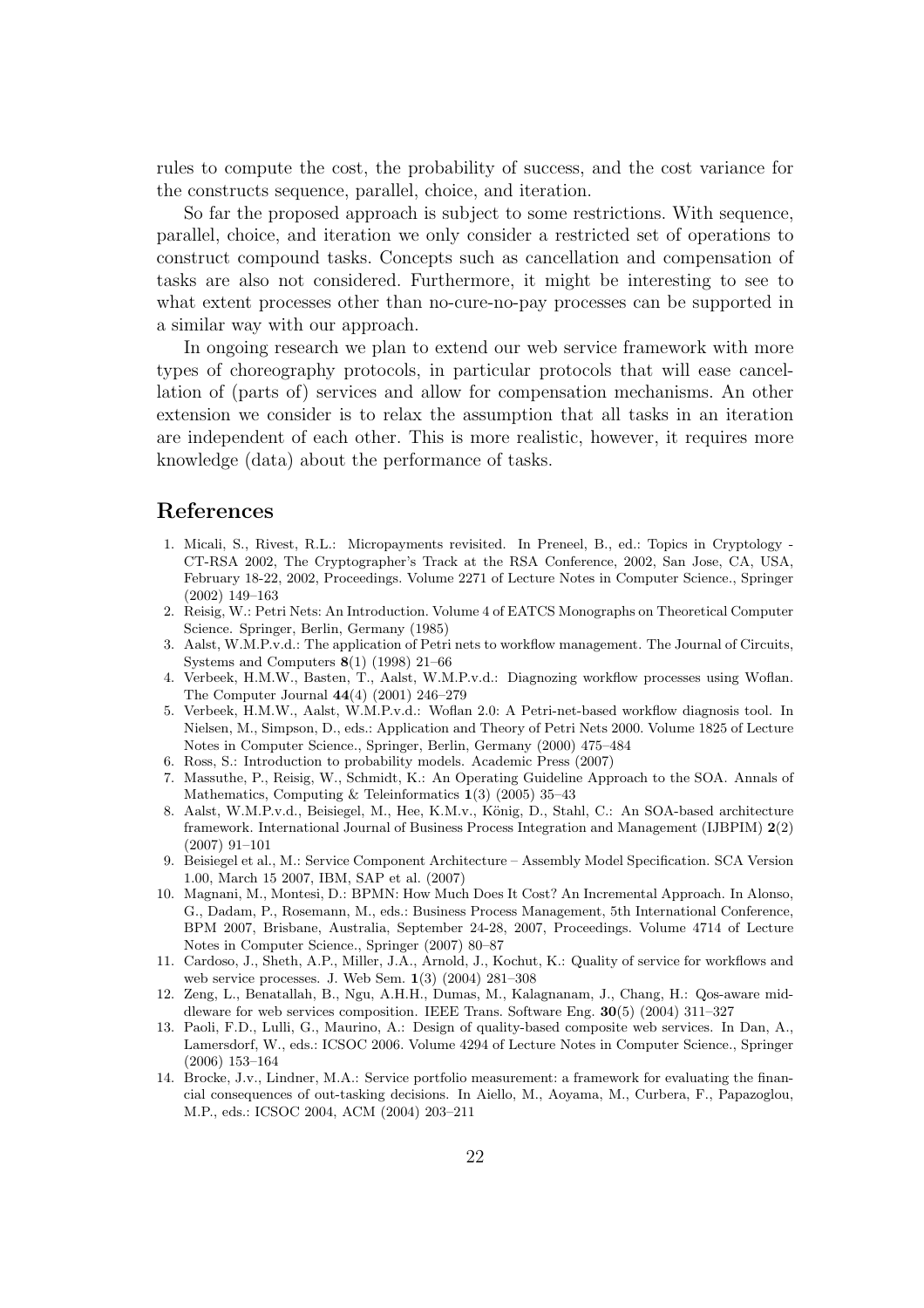rules to compute the cost, the probability of success, and the cost variance for the constructs sequence, parallel, choice, and iteration.

So far the proposed approach is subject to some restrictions. With sequence, parallel, choice, and iteration we only consider a restricted set of operations to construct compound tasks. Concepts such as cancellation and compensation of tasks are also not considered. Furthermore, it might be interesting to see to what extent processes other than no-cure-no-pay processes can be supported in a similar way with our approach.

In ongoing research we plan to extend our web service framework with more types of choreography protocols, in particular protocols that will ease cancellation of (parts of) services and allow for compensation mechanisms. An other extension we consider is to relax the assumption that all tasks in an iteration are independent of each other. This is more realistic, however, it requires more knowledge (data) about the performance of tasks.

## References

1. Micali, S., Rivest, R.L.: Micropayments revisited. In Preneel, B., ed.: Topics in Cryptology - CT-RSA 2002, The Cryptographer's Track at the RSA Conference, 2002, San Jose, CA, USA, February 18-22, 2002, Proceedings. Volume 2271 of Lecture Notes in Computer Science., Springer (2002) 149–163
2. Reisig, W.: Petri Nets: An Introduction. Volume 4 of EATCS Monographs on Theoretical Computer Science. Springer, Berlin, Germany (1985)
3. Aalst, W.M.P.v.d.: The application of Petri nets to workflow management. The Journal of Circuits, Systems and Computers **8**(1) (1998) 21–66
4. Verbeek, H.M.W., Basten, T., Aalst, W.M.P.v.d.: Diagnozing workflow processes using Woflan. The Computer Journal **44**(4) (2001) 246–279
5. Verbeek, H.M.W., Aalst, W.M.P.v.d.: Woflan 2.0: A Petri-net-based workflow diagnosis tool. In Nielsen, M., Simpson, D., eds.: Application and Theory of Petri Nets 2000. Volume 1825 of Lecture Notes in Computer Science., Springer, Berlin, Germany (2000) 475–484
6. Ross, S.: Introduction to probability models. Academic Press (2007)
7. Massuthe, P., Reisig, W., Schmidt, K.: An Operating Guideline Approach to the SOA. Annals of Mathematics, Computing & Teleinformatics **1**(3) (2005) 35–43
8. Aalst, W.M.P.v.d., Beisiegel, M., Hee, K.M.v., König, D., Stahl, C.: An SOA-based architecture framework. International Journal of Business Process Integration and Management (IJBPIM) **2**(2) (2007) 91–101
9. Beisiegel et al., M.: Service Component Architecture – Assembly Model Specification. SCA Version 1.00, March 15 2007, IBM, SAP et al. (2007)
10. Magnani, M., Montesi, D.: BPMN: How Much Does It Cost? An Incremental Approach. In Alonso, G., Dadam, P., Rosemann, M., eds.: Business Process Management, 5th International Conference, BPM 2007, Brisbane, Australia, September 24-28, 2007, Proceedings. Volume 4714 of Lecture Notes in Computer Science., Springer (2007) 80–87
11. Cardoso, J., Sheth, A.P., Miller, J.A., Arnold, J., Kochut, K.: Quality of service for workflows and web service processes. J. Web Sem. **1**(3) (2004) 281–308
12. Zeng, L., Benatallah, B., Ngu, A.H.H., Dumas, M., Kalagnanam, J., Chang, H.: Qos-aware middleware for web services composition. IEEE Trans. Software Eng. **30**(5) (2004) 311–327
13. Paoli, F.D., Lulli, G., Maurino, A.: Design of quality-based composite web services. In Dan, A., Lamersdorf, W., eds.: ICSOC 2006. Volume 4294 of Lecture Notes in Computer Science., Springer (2006) 153–164
14. Brocke, J.v., Lindner, M.A.: Service portfolio measurement: a framework for evaluating the financial consequences of out-tasking decisions. In Aiello, M., Aoyama, M., Curbera, F., Papazoglou, M.P., eds.: ICSOC 2004, ACM (2004) 203–211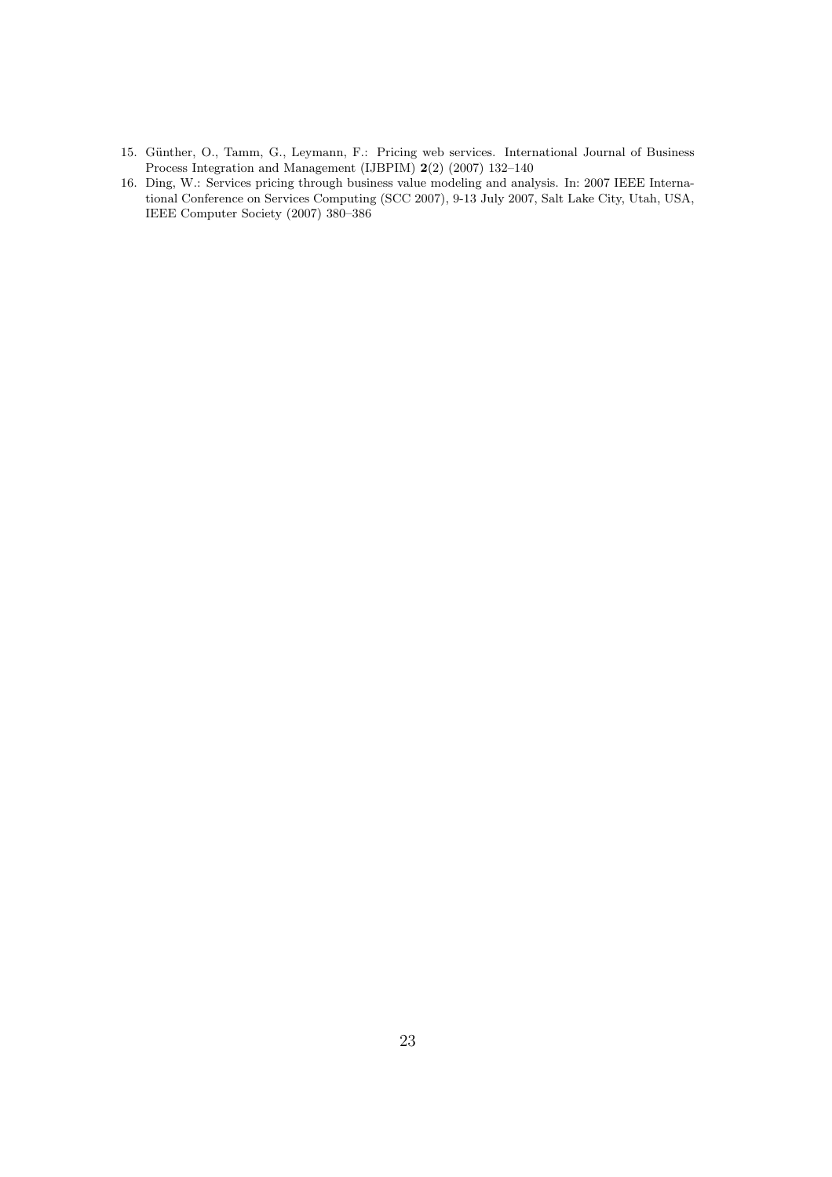15. Günther, O., Tamm, G., Leymann, F.: Pricing web services. International Journal of Business Process Integration and Management (IJBPIM) **2**(2) (2007) 132–140
16. Ding, W.: Services pricing through business value modeling and analysis. In: 2007 IEEE International Conference on Services Computing (SCC 2007), 9-13 July 2007, Salt Lake City, Utah, USA, IEEE Computer Society (2007) 380–386